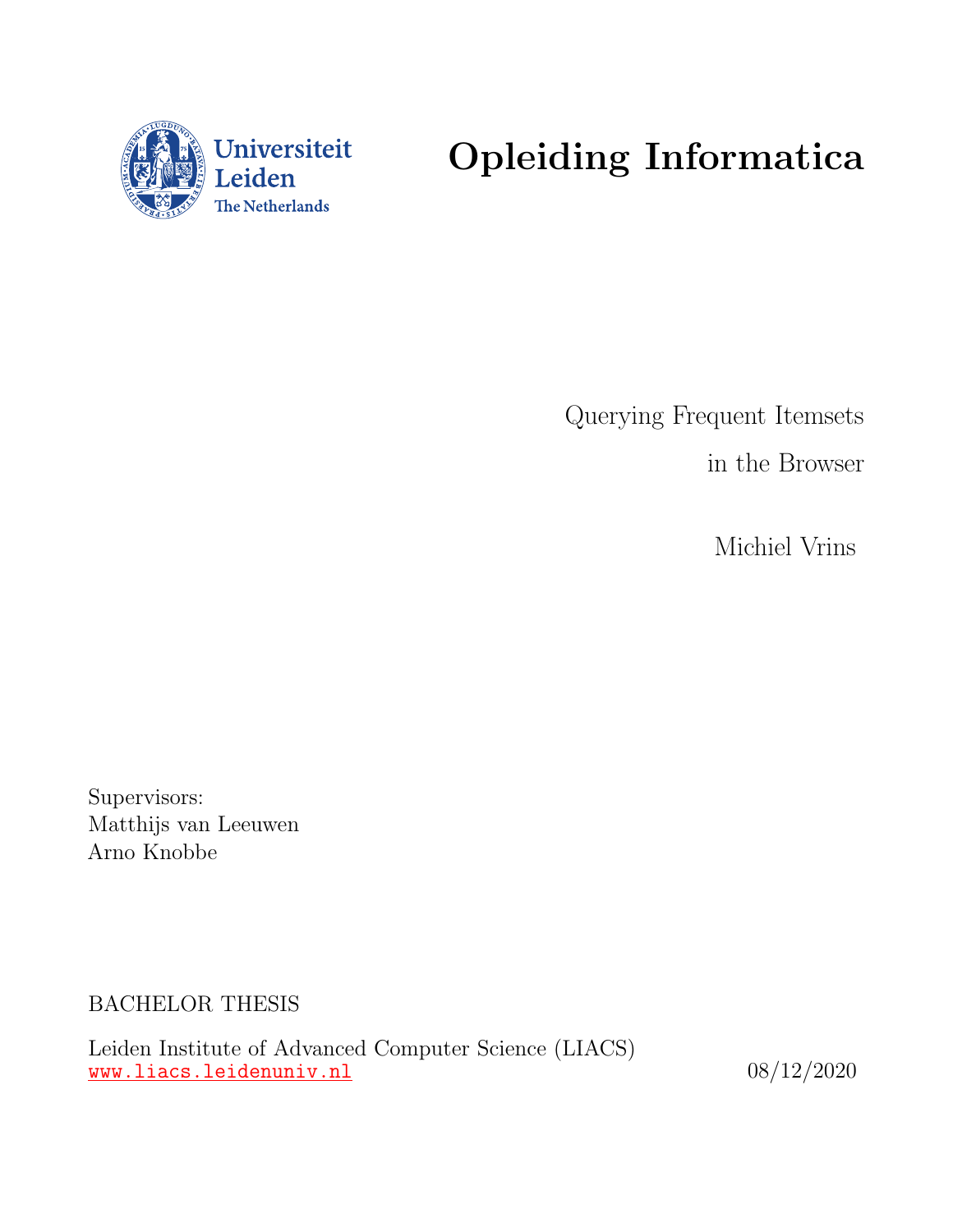Universiteit Leiden
The Netherlands

# Opleiding Informatica

Querying Frequent Itemsets

in the Browser

Michiel Vrins

Supervisors:
Matthijs van Leeuwen
Arno Knobbe

BACHELOR THESIS

Leiden Institute of Advanced Computer Science (LIACS)
www.liacs.leidenuniv.nl

08/12/2020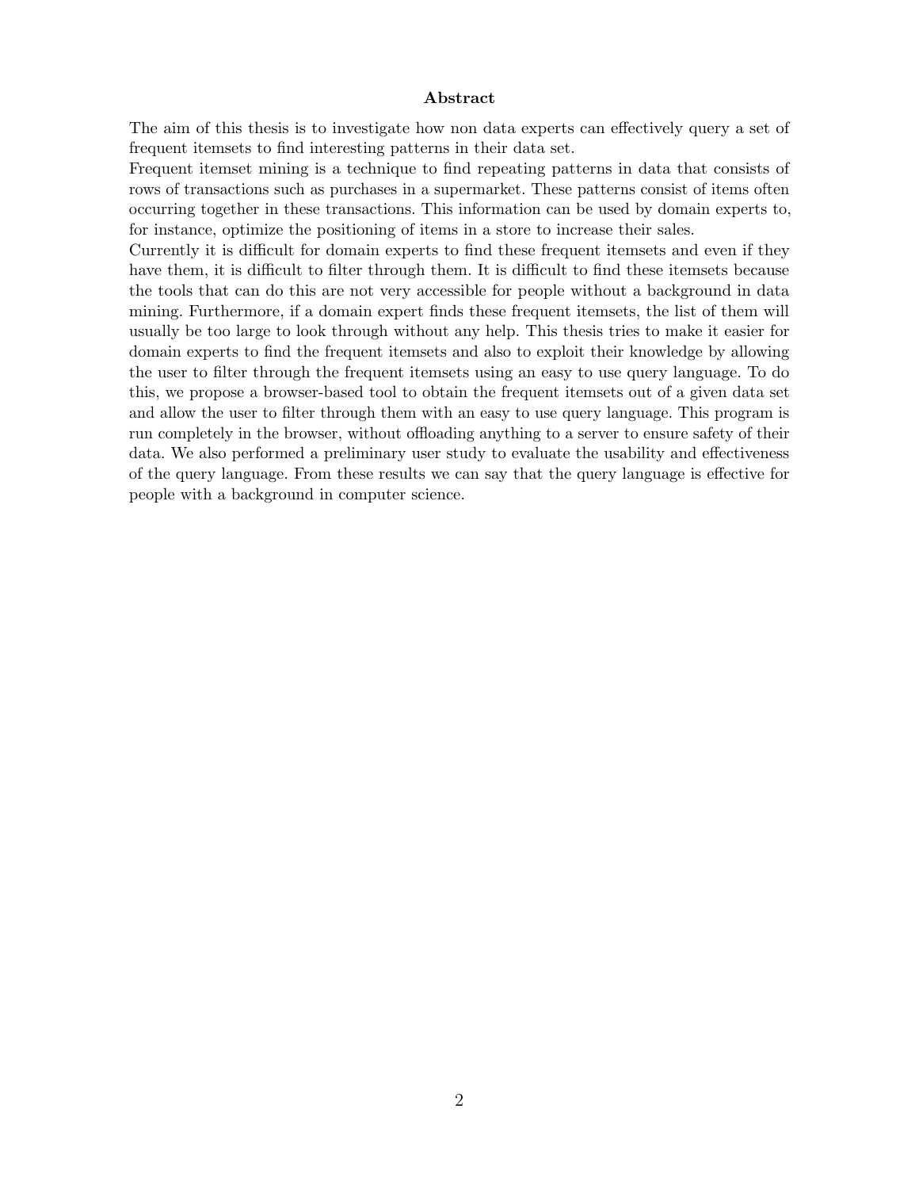## Abstract

The aim of this thesis is to investigate how non data experts can effectively query a set of frequent itemsets to find interesting patterns in their data set.

Frequent itemset mining is a technique to find repeating patterns in data that consists of rows of transactions such as purchases in a supermarket. These patterns consist of items often occurring together in these transactions. This information can be used by domain experts to, for instance, optimize the positioning of items in a store to increase their sales.

Currently it is difficult for domain experts to find these frequent itemsets and even if they have them, it is difficult to filter through them. It is difficult to find these itemsets because the tools that can do this are not very accessible for people without a background in data mining. Furthermore, if a domain expert finds these frequent itemsets, the list of them will usually be too large to look through without any help. This thesis tries to make it easier for domain experts to find the frequent itemsets and also to exploit their knowledge by allowing the user to filter through the frequent itemsets using an easy to use query language. To do this, we propose a browser-based tool to obtain the frequent itemsets out of a given data set and allow the user to filter through them with an easy to use query language. This program is run completely in the browser, without offloading anything to a server to ensure safety of their data. We also performed a preliminary user study to evaluate the usability and effectiveness of the query language. From these results we can say that the query language is effective for people with a background in computer science.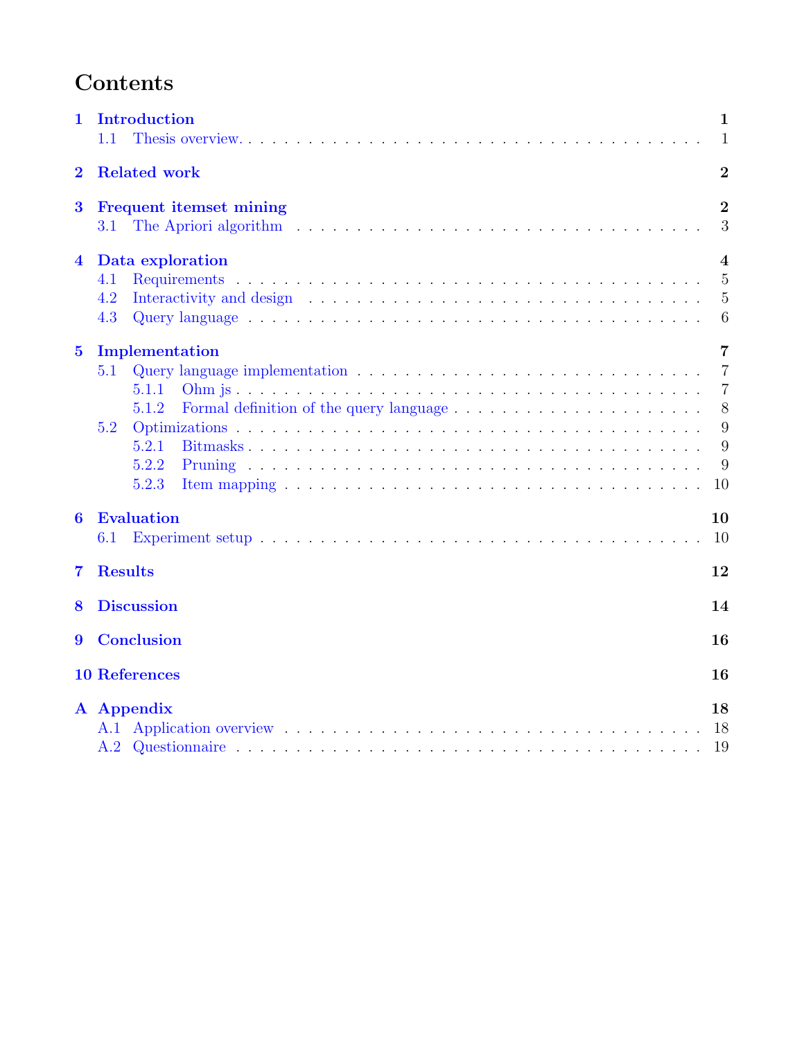# Contents

- **1 Introduction** — 1
  - 1.1 Thesis overview — 1
- **2 Related work** — 2
- **3 Frequent itemset mining** — 2
  - 3.1 The Apriori algorithm — 3
- **4 Data exploration** — 4
  - 4.1 Requirements — 5
  - 4.2 Interactivity and design — 5
  - 4.3 Query language — 6
- **5 Implementation** — 7
  - 5.1 Query language implementation — 7
    - 5.1.1 Ohm js — 7
    - 5.1.2 Formal definition of the query language — 8
  - 5.2 Optimizations — 9
    - 5.2.1 Bitmasks — 9
    - 5.2.2 Pruning — 9
    - 5.2.3 Item mapping — 10
- **6 Evaluation** — 10
  - 6.1 Experiment setup — 10
- **7 Results** — 12
- **8 Discussion** — 14
- **9 Conclusion** — 16
- **10 References** — 16
- **A Appendix** — 18
  - A.1 Application overview — 18
  - A.2 Questionnaire — 19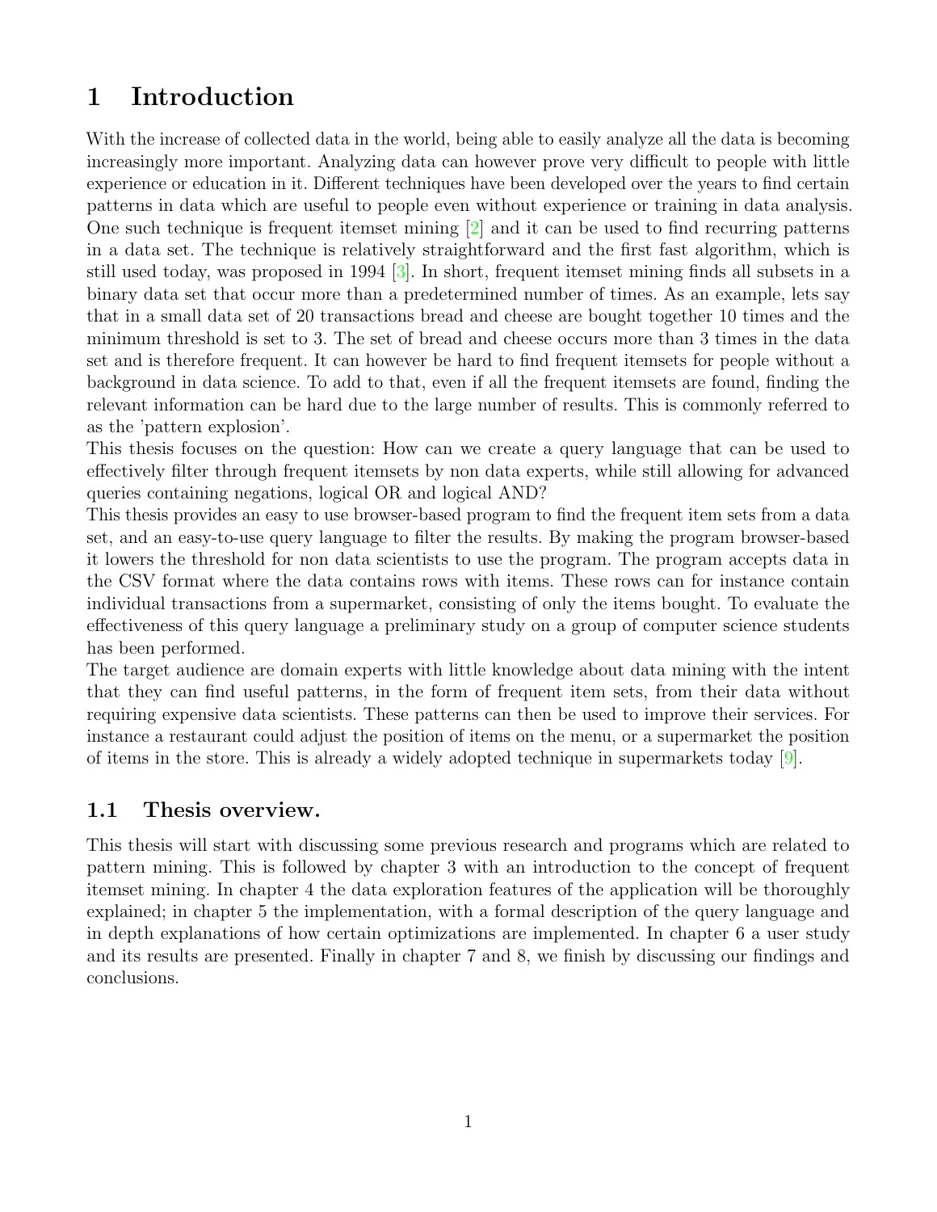# 1 Introduction

With the increase of collected data in the world, being able to easily analyze all the data is becoming increasingly more important. Analyzing data can however prove very difficult to people with little experience or education in it. Different techniques have been developed over the years to find certain patterns in data which are useful to people even without experience or training in data analysis. One such technique is frequent itemset mining [2] and it can be used to find recurring patterns in a data set. The technique is relatively straightforward and the first fast algorithm, which is still used today, was proposed in 1994 [3]. In short, frequent itemset mining finds all subsets in a binary data set that occur more than a predetermined number of times. As an example, lets say that in a small data set of 20 transactions bread and cheese are bought together 10 times and the minimum threshold is set to 3. The set of bread and cheese occurs more than 3 times in the data set and is therefore frequent. It can however be hard to find frequent itemsets for people without a background in data science. To add to that, even if all the frequent itemsets are found, finding the relevant information can be hard due to the large number of results. This is commonly referred to as the 'pattern explosion'.
This thesis focuses on the question: How can we create a query language that can be used to effectively filter through frequent itemsets by non data experts, while still allowing for advanced queries containing negations, logical OR and logical AND?
This thesis provides an easy to use browser-based program to find the frequent item sets from a data set, and an easy-to-use query language to filter the results. By making the program browser-based it lowers the threshold for non data scientists to use the program. The program accepts data in the CSV format where the data contains rows with items. These rows can for instance contain individual transactions from a supermarket, consisting of only the items bought. To evaluate the effectiveness of this query language a preliminary study on a group of computer science students has been performed.
The target audience are domain experts with little knowledge about data mining with the intent that they can find useful patterns, in the form of frequent item sets, from their data without requiring expensive data scientists. These patterns can then be used to improve their services. For instance a restaurant could adjust the position of items on the menu, or a supermarket the position of items in the store. This is already a widely adopted technique in supermarkets today [9].

## 1.1 Thesis overview.

This thesis will start with discussing some previous research and programs which are related to pattern mining. This is followed by chapter 3 with an introduction to the concept of frequent itemset mining. In chapter 4 the data exploration features of the application will be thoroughly explained; in chapter 5 the implementation, with a formal description of the query language and in depth explanations of how certain optimizations are implemented. In chapter 6 a user study and its results are presented. Finally in chapter 7 and 8, we finish by discussing our findings and conclusions.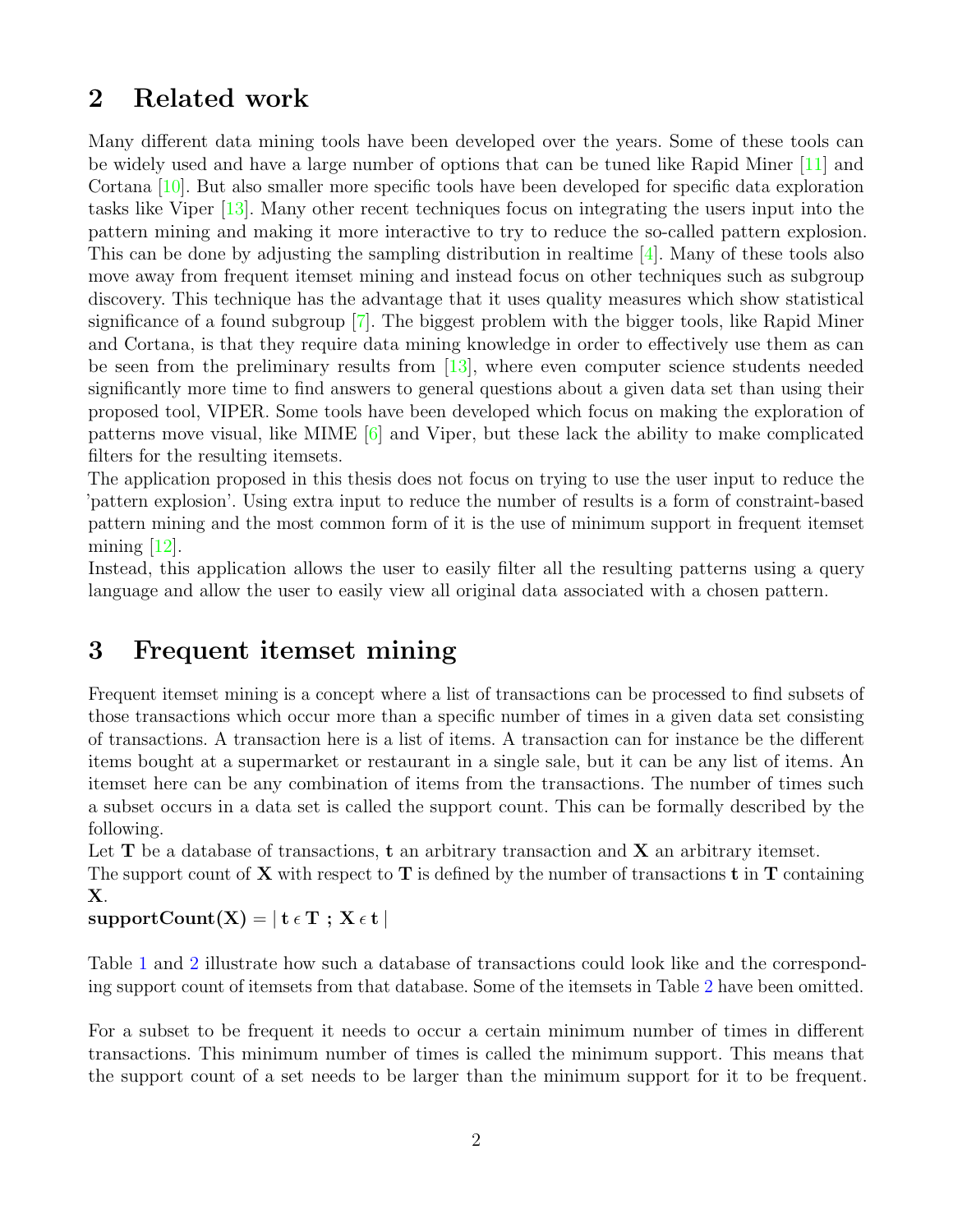## 2 Related work

Many different data mining tools have been developed over the years. Some of these tools can be widely used and have a large number of options that can be tuned like Rapid Miner [11] and Cortana [10]. But also smaller more specific tools have been developed for specific data exploration tasks like Viper [13]. Many other recent techniques focus on integrating the users input into the pattern mining and making it more interactive to try to reduce the so-called pattern explosion. This can be done by adjusting the sampling distribution in realtime [4]. Many of these tools also move away from frequent itemset mining and instead focus on other techniques such as subgroup discovery. This technique has the advantage that it uses quality measures which show statistical significance of a found subgroup [7]. The biggest problem with the bigger tools, like Rapid Miner and Cortana, is that they require data mining knowledge in order to effectively use them as can be seen from the preliminary results from [13], where even computer science students needed significantly more time to find answers to general questions about a given data set than using their proposed tool, VIPER. Some tools have been developed which focus on making the exploration of patterns move visual, like MIME [6] and Viper, but these lack the ability to make complicated filters for the resulting itemsets.
The application proposed in this thesis does not focus on trying to use the user input to reduce the 'pattern explosion'. Using extra input to reduce the number of results is a form of constraint-based pattern mining and the most common form of it is the use of minimum support in frequent itemset mining [12].
Instead, this application allows the user to easily filter all the resulting patterns using a query language and allow the user to easily view all original data associated with a chosen pattern.

## 3 Frequent itemset mining

Frequent itemset mining is a concept where a list of transactions can be processed to find subsets of those transactions which occur more than a specific number of times in a given data set consisting of transactions. A transaction here is a list of items. A transaction can for instance be the different items bought at a supermarket or restaurant in a single sale, but it can be any list of items. An itemset here can be any combination of items from the transactions. The number of times such a subset occurs in a data set is called the support count. This can be formally described by the following.
Let **T** be a database of transactions, **t** an arbitrary transaction and **X** an arbitrary itemset.
The support count of **X** with respect to **T** is defined by the number of transactions **t** in **T** containing **X**.
$\mathbf{supportCount(X)} = |\ \mathbf{t} \in \mathbf{T}\ ;\ \mathbf{X} \in \mathbf{t}\ |$

Table 1 and 2 illustrate how such a database of transactions could look like and the corresponding support count of itemsets from that database. Some of the itemsets in Table 2 have been omitted.

For a subset to be frequent it needs to occur a certain minimum number of times in different transactions. This minimum number of times is called the minimum support. This means that the support count of a set needs to be larger than the minimum support for it to be frequent.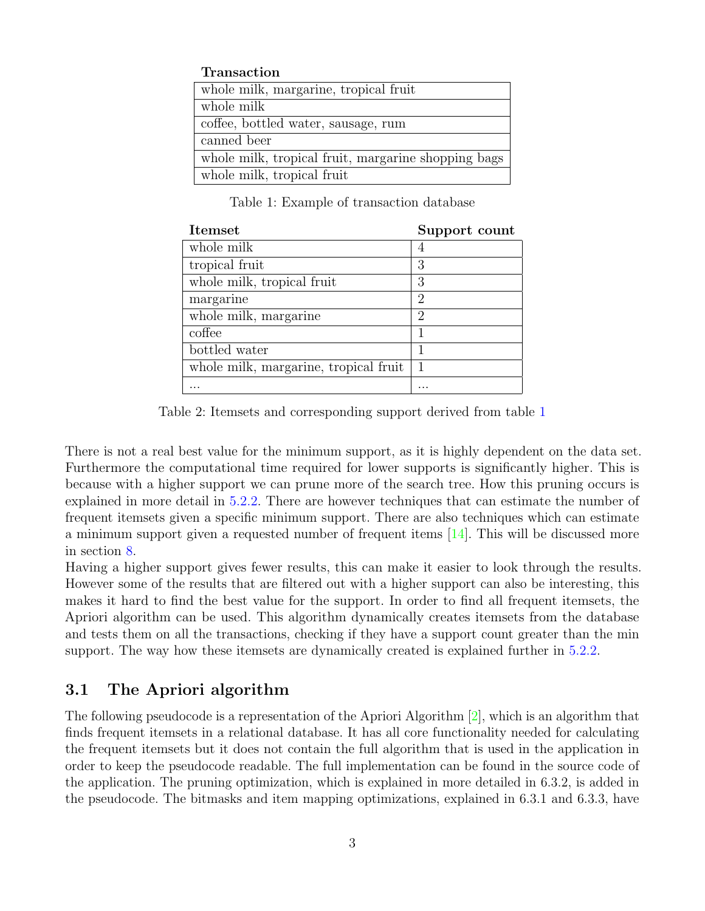| Transaction |
|---|
| whole milk, margarine, tropical fruit |
| whole milk |
| coffee, bottled water, sausage, rum |
| canned beer |
| whole milk, tropical fruit, margarine shopping bags |
| whole milk, tropical fruit |

Table 1: Example of transaction database

| Itemset | Support count |
|---|---|
| whole milk | 4 |
| tropical fruit | 3 |
| whole milk, tropical fruit | 3 |
| margarine | 2 |
| whole milk, margarine | 2 |
| coffee | 1 |
| bottled water | 1 |
| whole milk, margarine, tropical fruit | 1 |
| ... | ... |

Table 2: Itemsets and corresponding support derived from table 1

There is not a real best value for the minimum support, as it is highly dependent on the data set. Furthermore the computational time required for lower supports is significantly higher. This is because with a higher support we can prune more of the search tree. How this pruning occurs is explained in more detail in 5.2.2. There are however techniques that can estimate the number of frequent itemsets given a specific minimum support. There are also techniques which can estimate a minimum support given a requested number of frequent items [14]. This will be discussed more in section 8.
Having a higher support gives fewer results, this can make it easier to look through the results. However some of the results that are filtered out with a higher support can also be interesting, this makes it hard to find the best value for the support. In order to find all frequent itemsets, the Apriori algorithm can be used. This algorithm dynamically creates itemsets from the database and tests them on all the transactions, checking if they have a support count greater than the min support. The way how these itemsets are dynamically created is explained further in 5.2.2.

## 3.1 The Apriori algorithm

The following pseudocode is a representation of the Apriori Algorithm [2], which is an algorithm that finds frequent itemsets in a relational database. It has all core functionality needed for calculating the frequent itemsets but it does not contain the full algorithm that is used in the application in order to keep the pseudocode readable. The full implementation can be found in the source code of the application. The pruning optimization, which is explained in more detailed in 6.3.2, is added in the pseudocode. The bitmasks and item mapping optimizations, explained in 6.3.1 and 6.3.3, have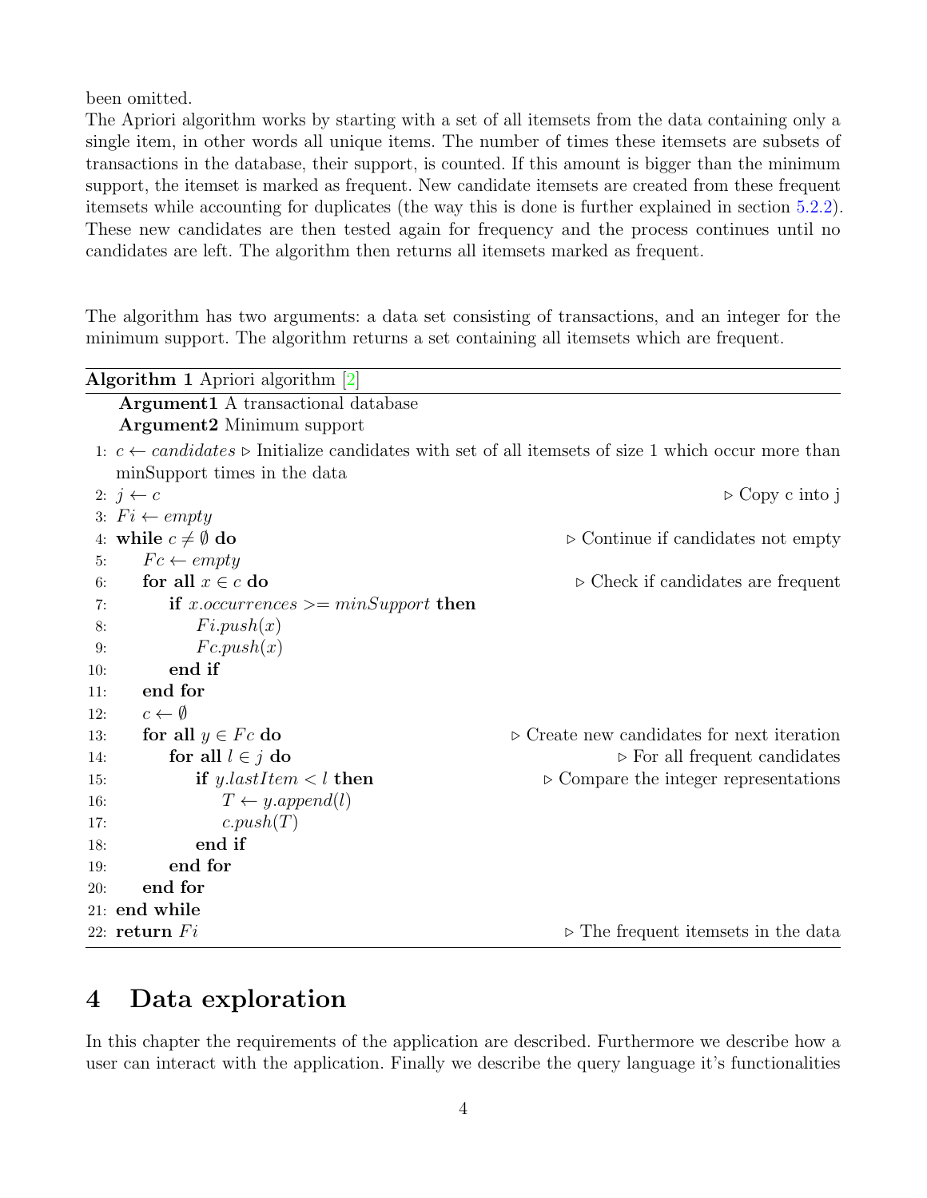been omitted.
The Apriori algorithm works by starting with a set of all itemsets from the data containing only a single item, in other words all unique items. The number of times these itemsets are subsets of transactions in the database, their support, is counted. If this amount is bigger than the minimum support, the itemset is marked as frequent. New candidate itemsets are created from these frequent itemsets while accounting for duplicates (the way this is done is further explained in section 5.2.2). These new candidates are then tested again for frequency and the process continues until no candidates are left. The algorithm then returns all itemsets marked as frequent.

The algorithm has two arguments: a data set consisting of transactions, and an integer for the minimum support. The algorithm returns a set containing all itemsets which are frequent.

**Algorithm 1** Apriori algorithm [2]

```
    Argument1 A transactional database
    Argument2 Minimum support
 1: c ← candidates ▷ Initialize candidates with set of all itemsets of size 1 which occur more than
    minSupport times in the data
 2: j ← c                                                    ▷ Copy c into j
 3: Fi ← empty
 4: while c ≠ ∅ do                                           ▷ Continue if candidates not empty
 5:     Fc ← empty
 6:     for all x ∈ c do                                     ▷ Check if candidates are frequent
 7:         if x.occurrences >= minSupport then
 8:             Fi.push(x)
 9:             Fc.push(x)
10:         end if
11:     end for
12:     c ← ∅
13:     for all y ∈ Fc do                                    ▷ Create new candidates for next iteration
14:         for all l ∈ j do                                 ▷ For all frequent candidates
15:             if y.lastItem < l then                       ▷ Compare the integer representations
16:                 T ← y.append(l)
17:                 c.push(T)
18:             end if
19:         end for
20:     end for
21: end while
22: return Fi                                                ▷ The frequent itemsets in the data
```

# 4 Data exploration

In this chapter the requirements of the application are described. Furthermore we describe how a user can interact with the application. Finally we describe the query language it's functionalities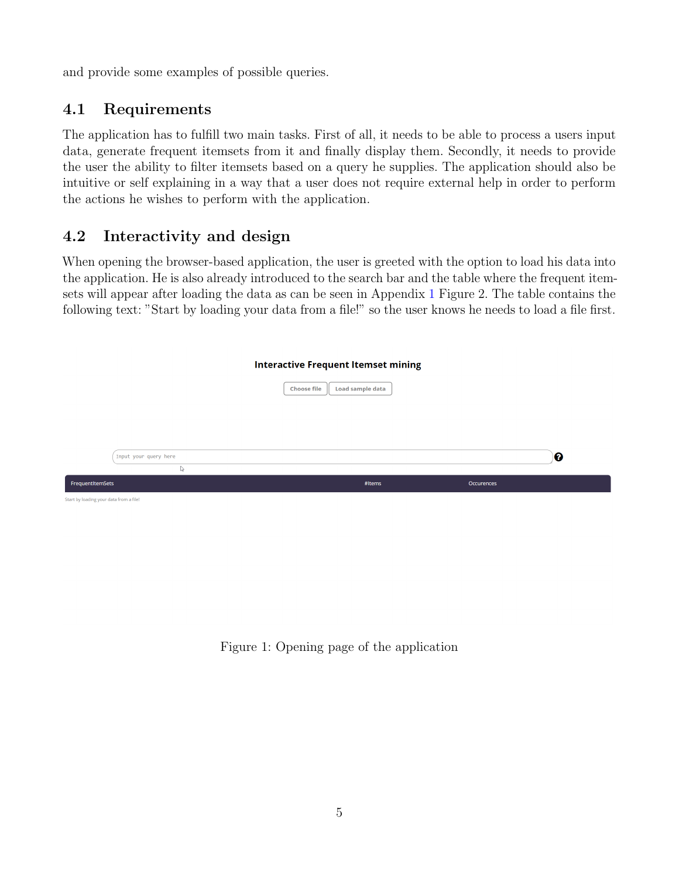and provide some examples of possible queries.

## 4.1 Requirements

The application has to fulfill two main tasks. First of all, it needs to be able to process a users input data, generate frequent itemsets from it and finally display them. Secondly, it needs to provide the user the ability to filter itemsets based on a query he supplies. The application should also be intuitive or self explaining in a way that a user does not require external help in order to perform the actions he wishes to perform with the application.

## 4.2 Interactivity and design

When opening the browser-based application, the user is greeted with the option to load his data into the application. He is also already introduced to the search bar and the table where the frequent itemsets will appear after loading the data as can be seen in Appendix 1 Figure 2. The table contains the following text: "Start by loading your data from a file!" so the user knows he needs to load a file first.

Figure 1: Opening page of the application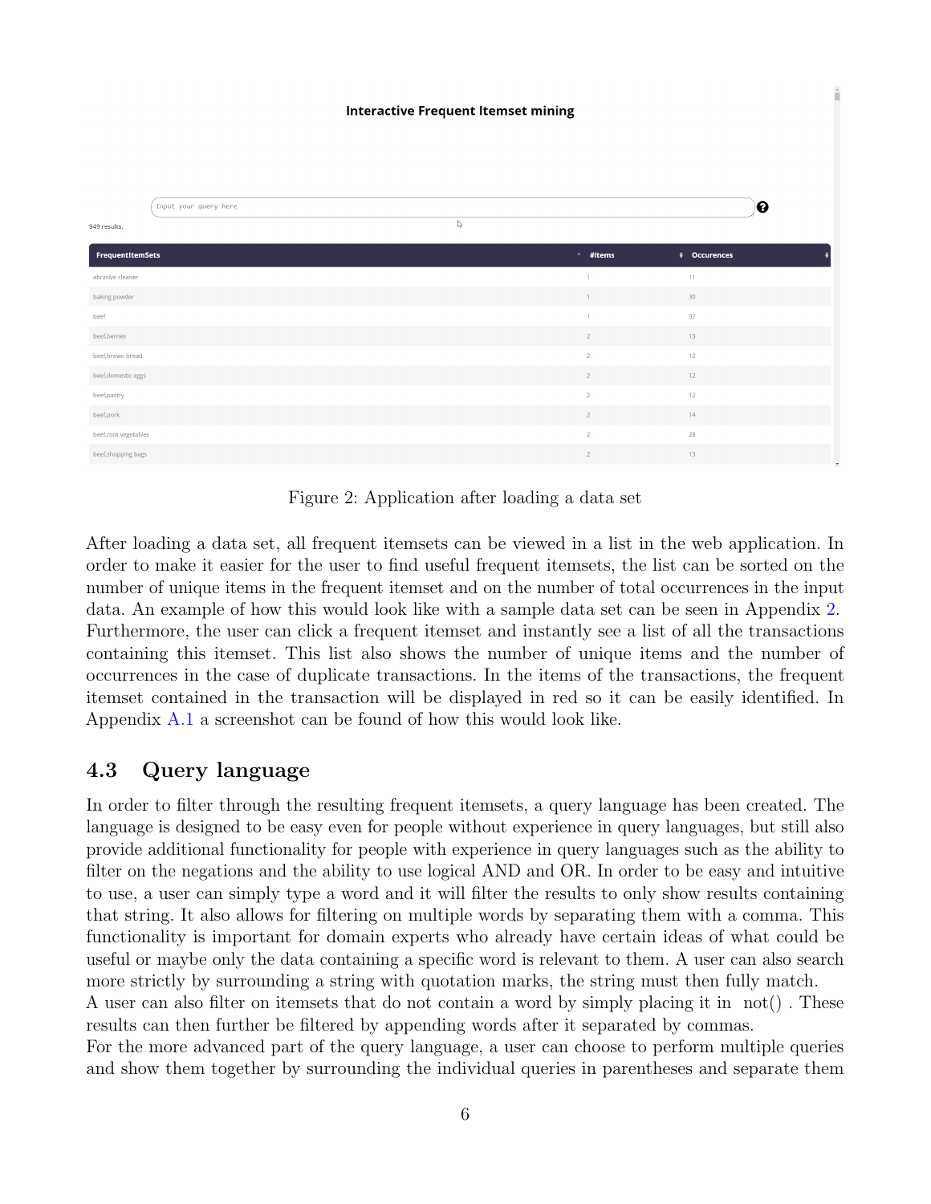Interactive Frequent Itemset mining

Input your query here

949 results.

| FrequentItemSets | #Items | Occurences |
|---|---|---|
| abrasive cleaner | 1 | 11 |
| baking powder | 1 | 30 |
| beef | 1 | 97 |
| beef,berries | 2 | 13 |
| beef,brown bread | 2 | 12 |
| beef,domestic eggs | 2 | 12 |
| beef,pastry | 2 | 12 |
| beef,pork | 2 | 14 |
| beef,root vegetables | 2 | 28 |
| beef,shopping bags | 2 | 13 |

Figure 2: Application after loading a data set

After loading a data set, all frequent itemsets can be viewed in a list in the web application. In order to make it easier for the user to find useful frequent itemsets, the list can be sorted on the number of unique items in the frequent itemset and on the number of total occurrences in the input data. An example of how this would look like with a sample data set can be seen in Appendix 2. Furthermore, the user can click a frequent itemset and instantly see a list of all the transactions containing this itemset. This list also shows the number of unique items and the number of occurrences in the case of duplicate transactions. In the items of the transactions, the frequent itemset contained in the transaction will be displayed in red so it can be easily identified. In Appendix A.1 a screenshot can be found of how this would look like.

## 4.3 Query language

In order to filter through the resulting frequent itemsets, a query language has been created. The language is designed to be easy even for people without experience in query languages, but still also provide additional functionality for people with experience in query languages such as the ability to filter on the negations and the ability to use logical AND and OR. In order to be easy and intuitive to use, a user can simply type a word and it will filter the results to only show results containing that string. It also allows for filtering on multiple words by separating them with a comma. This functionality is important for domain experts who already have certain ideas of what could be useful or maybe only the data containing a specific word is relevant to them. A user can also search more strictly by surrounding a string with quotation marks, the string must then fully match.
A user can also filter on itemsets that do not contain a word by simply placing it in not() . These results can then further be filtered by appending words after it separated by commas.
For the more advanced part of the query language, a user can choose to perform multiple queries and show them together by surrounding the individual queries in parentheses and separate them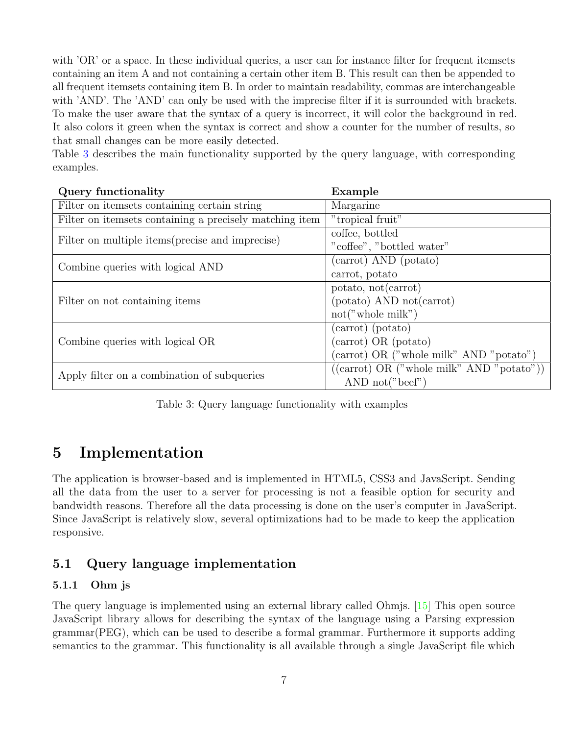with 'OR' or a space. In these individual queries, a user can for instance filter for frequent itemsets containing an item A and not containing a certain other item B. This result can then be appended to all frequent itemsets containing item B. In order to maintain readability, commas are interchangeable with 'AND'. The 'AND' can only be used with the imprecise filter if it is surrounded with brackets. To make the user aware that the syntax of a query is incorrect, it will color the background in red. It also colors it green when the syntax is correct and show a counter for the number of results, so that small changes can be more easily detected.
Table 3 describes the main functionality supported by the query language, with corresponding examples.

| Query functionality | Example |
|---|---|
| Filter on itemsets containing certain string | Margarine |
| Filter on itemsets containing a precisely matching item | "tropical fruit" |
| Filter on multiple items(precise and imprecise) | coffee, bottled<br>"coffee", "bottled water" |
| Combine queries with logical AND | (carrot) AND (potato)<br>carrot, potato |
| Filter on not containing items | potato, not(carrot)<br>(potato) AND not(carrot)<br>not("whole milk") |
| Combine queries with logical OR | (carrot) (potato)<br>(carrot) OR (potato)<br>(carrot) OR ("whole milk" AND "potato") |
| Apply filter on a combination of subqueries | ((carrot) OR ("whole milk" AND "potato")) AND not("beef") |

Table 3: Query language functionality with examples

# 5 Implementation

The application is browser-based and is implemented in HTML5, CSS3 and JavaScript. Sending all the data from the user to a server for processing is not a feasible option for security and bandwidth reasons. Therefore all the data processing is done on the user's computer in JavaScript. Since JavaScript is relatively slow, several optimizations had to be made to keep the application responsive.

## 5.1 Query language implementation

### 5.1.1 Ohm js

The query language is implemented using an external library called Ohmjs. [15] This open source JavaScript library allows for describing the syntax of the language using a Parsing expression grammar(PEG), which can be used to describe a formal grammar. Furthermore it supports adding semantics to the grammar. This functionality is all available through a single JavaScript file which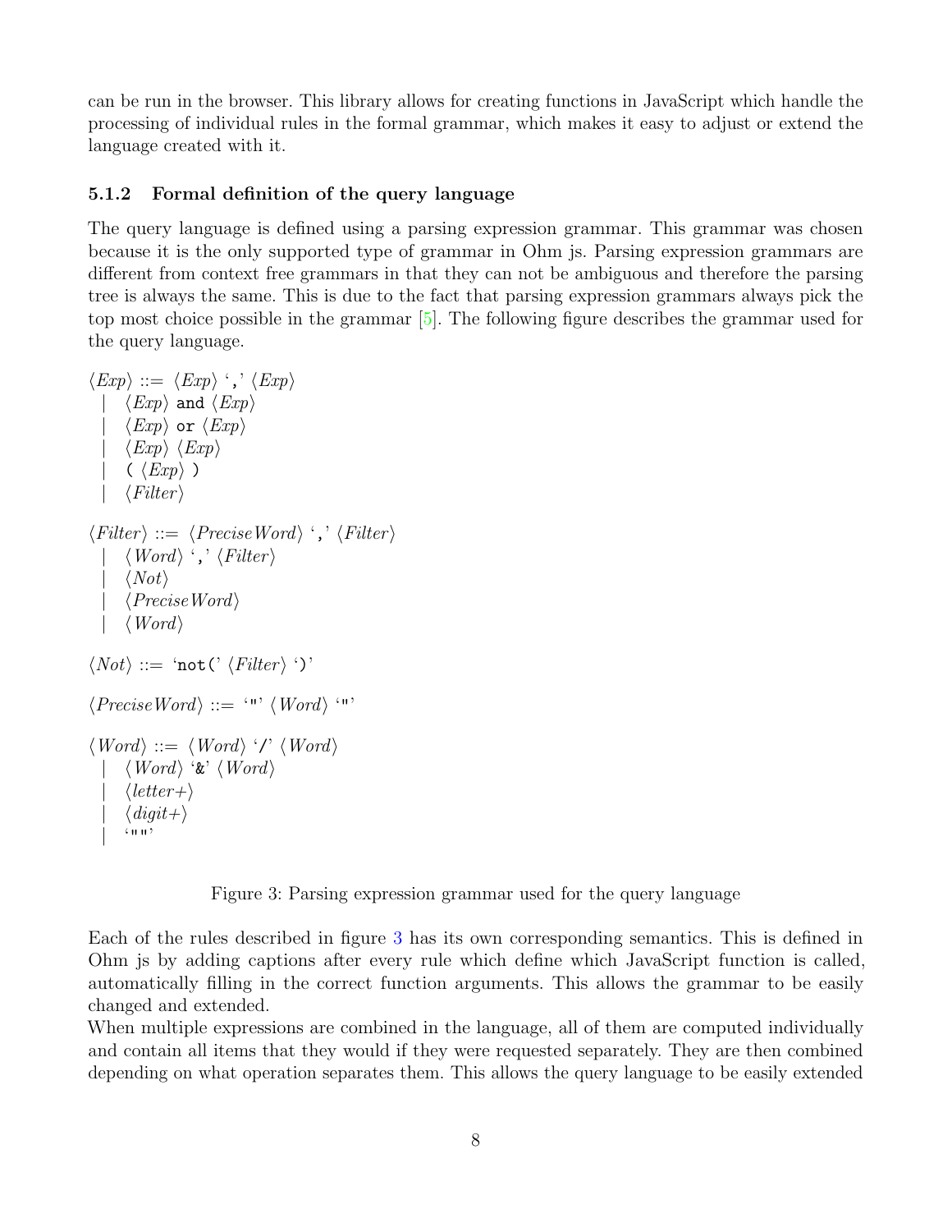can be run in the browser. This library allows for creating functions in JavaScript which handle the processing of individual rules in the formal grammar, which makes it easy to adjust or extend the language created with it.

### 5.1.2 Formal definition of the query language

The query language is defined using a parsing expression grammar. This grammar was chosen because it is the only supported type of grammar in Ohm js. Parsing expression grammars are different from context free grammars in that they can not be ambiguous and therefore the parsing tree is always the same. This is due to the fact that parsing expression grammars always pick the top most choice possible in the grammar [5]. The following figure describes the grammar used for the query language.

```
⟨Exp⟩ ::= ⟨Exp⟩ ',' ⟨Exp⟩
    | ⟨Exp⟩ and ⟨Exp⟩
    | ⟨Exp⟩ or ⟨Exp⟩
    | ⟨Exp⟩ ⟨Exp⟩
    | ( ⟨Exp⟩ )
    | ⟨Filter⟩

⟨Filter⟩ ::= ⟨PreciseWord⟩ ',' ⟨Filter⟩
    | ⟨Word⟩ ',' ⟨Filter⟩
    | ⟨Not⟩
    | ⟨PreciseWord⟩
    | ⟨Word⟩

⟨Not⟩ ::= 'not(' ⟨Filter⟩ ')'

⟨PreciseWord⟩ ::= '"' ⟨Word⟩ '"'

⟨Word⟩ ::= ⟨Word⟩ '/' ⟨Word⟩
    | ⟨Word⟩ '&' ⟨Word⟩
    | ⟨letter+⟩
    | ⟨digit+⟩
    | '""'
```

Figure 3: Parsing expression grammar used for the query language

Each of the rules described in figure 3 has its own corresponding semantics. This is defined in Ohm js by adding captions after every rule which define which JavaScript function is called, automatically filling in the correct function arguments. This allows the grammar to be easily changed and extended.

When multiple expressions are combined in the language, all of them are computed individually and contain all items that they would if they were requested separately. They are then combined depending on what operation separates them. This allows the query language to be easily extended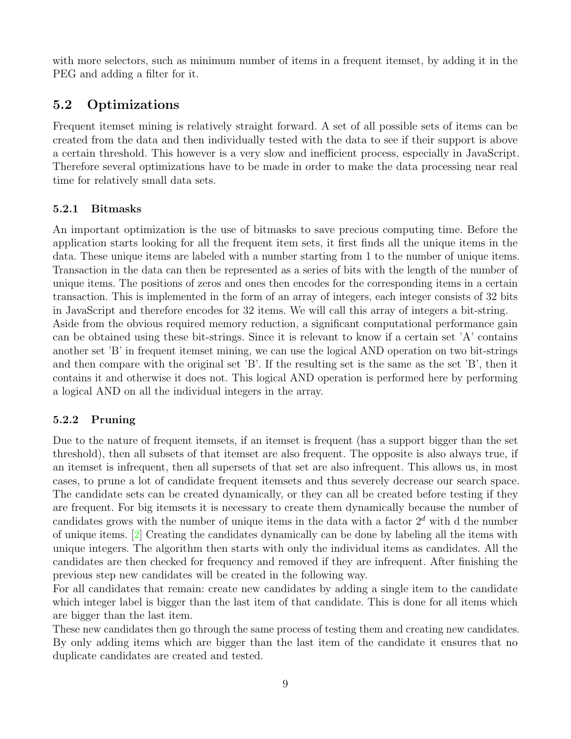with more selectors, such as minimum number of items in a frequent itemset, by adding it in the PEG and adding a filter for it.

## 5.2 Optimizations

Frequent itemset mining is relatively straight forward. A set of all possible sets of items can be created from the data and then individually tested with the data to see if their support is above a certain threshold. This however is a very slow and inefficient process, especially in JavaScript. Therefore several optimizations have to be made in order to make the data processing near real time for relatively small data sets.

### 5.2.1 Bitmasks

An important optimization is the use of bitmasks to save precious computing time. Before the application starts looking for all the frequent item sets, it first finds all the unique items in the data. These unique items are labeled with a number starting from 1 to the number of unique items. Transaction in the data can then be represented as a series of bits with the length of the number of unique items. The positions of zeros and ones then encodes for the corresponding items in a certain transaction. This is implemented in the form of an array of integers, each integer consists of 32 bits in JavaScript and therefore encodes for 32 items. We will call this array of integers a bit-string.
Aside from the obvious required memory reduction, a significant computational performance gain can be obtained using these bit-strings. Since it is relevant to know if a certain set 'A' contains another set 'B' in frequent itemset mining, we can use the logical AND operation on two bit-strings and then compare with the original set 'B'. If the resulting set is the same as the set 'B', then it contains it and otherwise it does not. This logical AND operation is performed here by performing a logical AND on all the individual integers in the array.

### 5.2.2 Pruning

Due to the nature of frequent itemsets, if an itemset is frequent (has a support bigger than the set threshold), then all subsets of that itemset are also frequent. The opposite is also always true, if an itemset is infrequent, then all supersets of that set are also infrequent. This allows us, in most cases, to prune a lot of candidate frequent itemsets and thus severely decrease our search space. The candidate sets can be created dynamically, or they can all be created before testing if they are frequent. For big itemsets it is necessary to create them dynamically because the number of candidates grows with the number of unique items in the data with a factor $2^d$ with d the number of unique items. [2] Creating the candidates dynamically can be done by labeling all the items with unique integers. The algorithm then starts with only the individual items as candidates. All the candidates are then checked for frequency and removed if they are infrequent. After finishing the previous step new candidates will be created in the following way.
For all candidates that remain: create new candidates by adding a single item to the candidate which integer label is bigger than the last item of that candidate. This is done for all items which are bigger than the last item.
These new candidates then go through the same process of testing them and creating new candidates. By only adding items which are bigger than the last item of the candidate it ensures that no duplicate candidates are created and tested.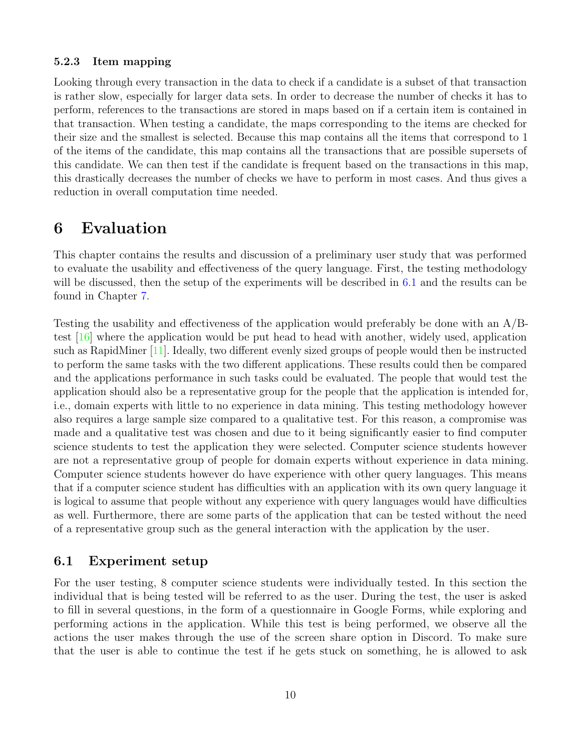#### 5.2.3 Item mapping

Looking through every transaction in the data to check if a candidate is a subset of that transaction is rather slow, especially for larger data sets. In order to decrease the number of checks it has to perform, references to the transactions are stored in maps based on if a certain item is contained in that transaction. When testing a candidate, the maps corresponding to the items are checked for their size and the smallest is selected. Because this map contains all the items that correspond to 1 of the items of the candidate, this map contains all the transactions that are possible supersets of this candidate. We can then test if the candidate is frequent based on the transactions in this map, this drastically decreases the number of checks we have to perform in most cases. And thus gives a reduction in overall computation time needed.

# 6 Evaluation

This chapter contains the results and discussion of a preliminary user study that was performed to evaluate the usability and effectiveness of the query language. First, the testing methodology will be discussed, then the setup of the experiments will be described in 6.1 and the results can be found in Chapter 7.

Testing the usability and effectiveness of the application would preferably be done with an A/B-test [16] where the application would be put head to head with another, widely used, application such as RapidMiner [11]. Ideally, two different evenly sized groups of people would then be instructed to perform the same tasks with the two different applications. These results could then be compared and the applications performance in such tasks could be evaluated. The people that would test the application should also be a representative group for the people that the application is intended for, i.e., domain experts with little to no experience in data mining. This testing methodology however also requires a large sample size compared to a qualitative test. For this reason, a compromise was made and a qualitative test was chosen and due to it being significantly easier to find computer science students to test the application they were selected. Computer science students however are not a representative group of people for domain experts without experience in data mining. Computer science students however do have experience with other query languages. This means that if a computer science student has difficulties with an application with its own query language it is logical to assume that people without any experience with query languages would have difficulties as well. Furthermore, there are some parts of the application that can be tested without the need of a representative group such as the general interaction with the application by the user.

## 6.1 Experiment setup

For the user testing, 8 computer science students were individually tested. In this section the individual that is being tested will be referred to as the user. During the test, the user is asked to fill in several questions, in the form of a questionnaire in Google Forms, while exploring and performing actions in the application. While this test is being performed, we observe all the actions the user makes through the use of the screen share option in Discord. To make sure that the user is able to continue the test if he gets stuck on something, he is allowed to ask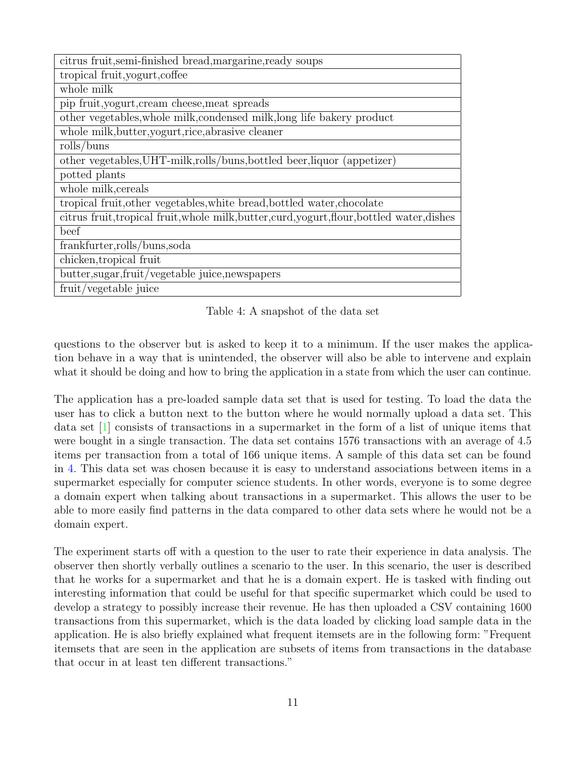| citrus fruit,semi-finished bread,margarine,ready soups |
|---|
| tropical fruit,yogurt,coffee |
| whole milk |
| pip fruit,yogurt,cream cheese,meat spreads |
| other vegetables,whole milk,condensed milk,long life bakery product |
| whole milk,butter,yogurt,rice,abrasive cleaner |
| rolls/buns |
| other vegetables,UHT-milk,rolls/buns,bottled beer,liquor (appetizer) |
| potted plants |
| whole milk,cereals |
| tropical fruit,other vegetables,white bread,bottled water,chocolate |
| citrus fruit,tropical fruit,whole milk,butter,curd,yogurt,flour,bottled water,dishes |
| beef |
| frankfurter,rolls/buns,soda |
| chicken,tropical fruit |
| butter,sugar,fruit/vegetable juice,newspapers |
| fruit/vegetable juice |

Table 4: A snapshot of the data set

questions to the observer but is asked to keep it to a minimum. If the user makes the application behave in a way that is unintended, the observer will also be able to intervene and explain what it should be doing and how to bring the application in a state from which the user can continue.

The application has a pre-loaded sample data set that is used for testing. To load the data the user has to click a button next to the button where he would normally upload a data set. This data set [1] consists of transactions in a supermarket in the form of a list of unique items that were bought in a single transaction. The data set contains 1576 transactions with an average of 4.5 items per transaction from a total of 166 unique items. A sample of this data set can be found in 4. This data set was chosen because it is easy to understand associations between items in a supermarket especially for computer science students. In other words, everyone is to some degree a domain expert when talking about transactions in a supermarket. This allows the user to be able to more easily find patterns in the data compared to other data sets where he would not be a domain expert.

The experiment starts off with a question to the user to rate their experience in data analysis. The observer then shortly verbally outlines a scenario to the user. In this scenario, the user is described that he works for a supermarket and that he is a domain expert. He is tasked with finding out interesting information that could be useful for that specific supermarket which could be used to develop a strategy to possibly increase their revenue. He has then uploaded a CSV containing 1600 transactions from this supermarket, which is the data loaded by clicking load sample data in the application. He is also briefly explained what frequent itemsets are in the following form: "Frequent itemsets that are seen in the application are subsets of items from transactions in the database that occur in at least ten different transactions."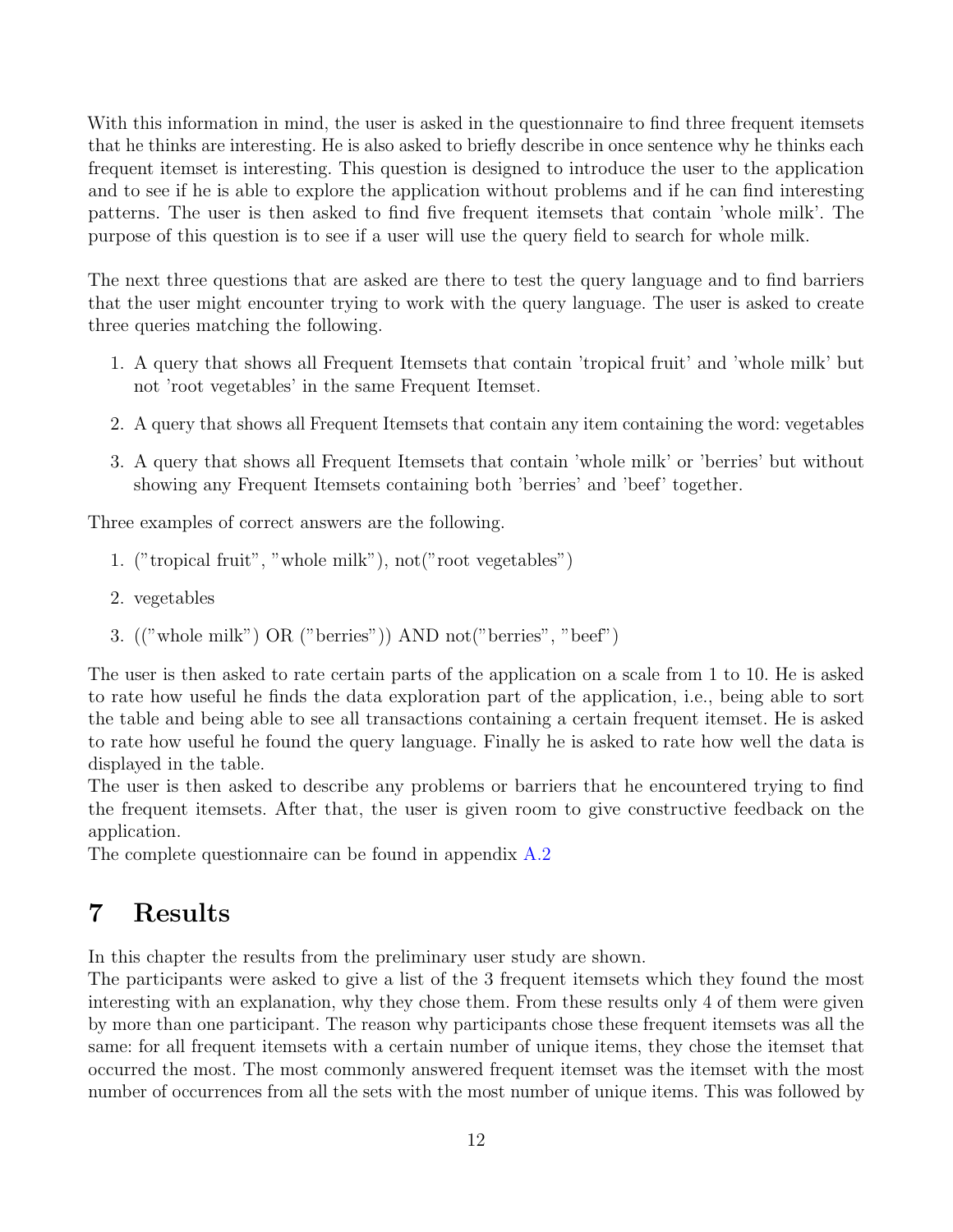With this information in mind, the user is asked in the questionnaire to find three frequent itemsets that he thinks are interesting. He is also asked to briefly describe in once sentence why he thinks each frequent itemset is interesting. This question is designed to introduce the user to the application and to see if he is able to explore the application without problems and if he can find interesting patterns. The user is then asked to find five frequent itemsets that contain 'whole milk'. The purpose of this question is to see if a user will use the query field to search for whole milk.

The next three questions that are asked are there to test the query language and to find barriers that the user might encounter trying to work with the query language. The user is asked to create three queries matching the following.

1. A query that shows all Frequent Itemsets that contain 'tropical fruit' and 'whole milk' but not 'root vegetables' in the same Frequent Itemset.
2. A query that shows all Frequent Itemsets that contain any item containing the word: vegetables
3. A query that shows all Frequent Itemsets that contain 'whole milk' or 'berries' but without showing any Frequent Itemsets containing both 'berries' and 'beef' together.

Three examples of correct answers are the following.

1. ("tropical fruit", "whole milk"), not("root vegetables")
2. vegetables
3. (("whole milk") OR ("berries")) AND not("berries", "beef")

The user is then asked to rate certain parts of the application on a scale from 1 to 10. He is asked to rate how useful he finds the data exploration part of the application, i.e., being able to sort the table and being able to see all transactions containing a certain frequent itemset. He is asked to rate how useful he found the query language. Finally he is asked to rate how well the data is displayed in the table.
The user is then asked to describe any problems or barriers that he encountered trying to find the frequent itemsets. After that, the user is given room to give constructive feedback on the application.
The complete questionnaire can be found in appendix A.2

# 7 Results

In this chapter the results from the preliminary user study are shown.
The participants were asked to give a list of the 3 frequent itemsets which they found the most interesting with an explanation, why they chose them. From these results only 4 of them were given by more than one participant. The reason why participants chose these frequent itemsets was all the same: for all frequent itemsets with a certain number of unique items, they chose the itemset that occurred the most. The most commonly answered frequent itemset was the itemset with the most number of occurrences from all the sets with the most number of unique items. This was followed by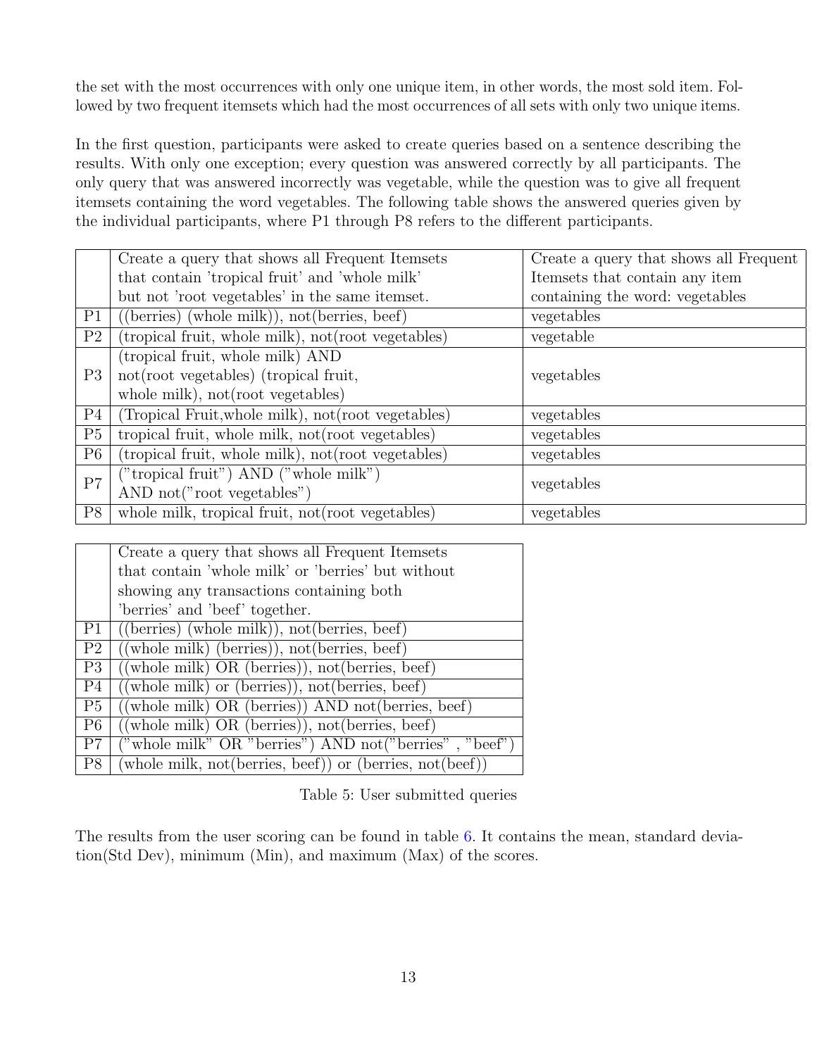the set with the most occurrences with only one unique item, in other words, the most sold item. Followed by two frequent itemsets which had the most occurrences of all sets with only two unique items.

In the first question, participants were asked to create queries based on a sentence describing the results. With only one exception; every question was answered correctly by all participants. The only query that was answered incorrectly was vegetable, while the question was to give all frequent itemsets containing the word vegetables. The following table shows the answered queries given by the individual participants, where P1 through P8 refers to the different participants.

| | Create a query that shows all Frequent Itemsets that contain 'tropical fruit' and 'whole milk' but not 'root vegetables' in the same itemset. | Create a query that shows all Frequent Itemsets that contain any item containing the word: vegetables |
|---|---|---|
| P1 | ((berries) (whole milk)), not(berries, beef) | vegetables |
| P2 | (tropical fruit, whole milk), not(root vegetables) | vegetable |
| P3 | (tropical fruit, whole milk) AND not(root vegetables) (tropical fruit, whole milk), not(root vegetables) | vegetables |
| P4 | (Tropical Fruit,whole milk), not(root vegetables) | vegetables |
| P5 | tropical fruit, whole milk, not(root vegetables) | vegetables |
| P6 | (tropical fruit, whole milk), not(root vegetables) | vegetables |
| P7 | ("tropical fruit") AND ("whole milk") AND not("root vegetables") | vegetables |
| P8 | whole milk, tropical fruit, not(root vegetables) | vegetables |

| | Create a query that shows all Frequent Itemsets that contain 'whole milk' or 'berries' but without showing any transactions containing both 'berries' and 'beef' together. |
|---|---|
| P1 | ((berries) (whole milk)), not(berries, beef) |
| P2 | ((whole milk) (berries)), not(berries, beef) |
| P3 | ((whole milk) OR (berries)), not(berries, beef) |
| P4 | ((whole milk) or (berries)), not(berries, beef) |
| P5 | ((whole milk) OR (berries)) AND not(berries, beef) |
| P6 | ((whole milk) OR (berries)), not(berries, beef) |
| P7 | ("whole milk" OR "berries") AND not("berries" , "beef") |
| P8 | (whole milk, not(berries, beef)) or (berries, not(beef)) |

Table 5: User submitted queries

The results from the user scoring can be found in table 6. It contains the mean, standard deviation(Std Dev), minimum (Min), and maximum (Max) of the scores.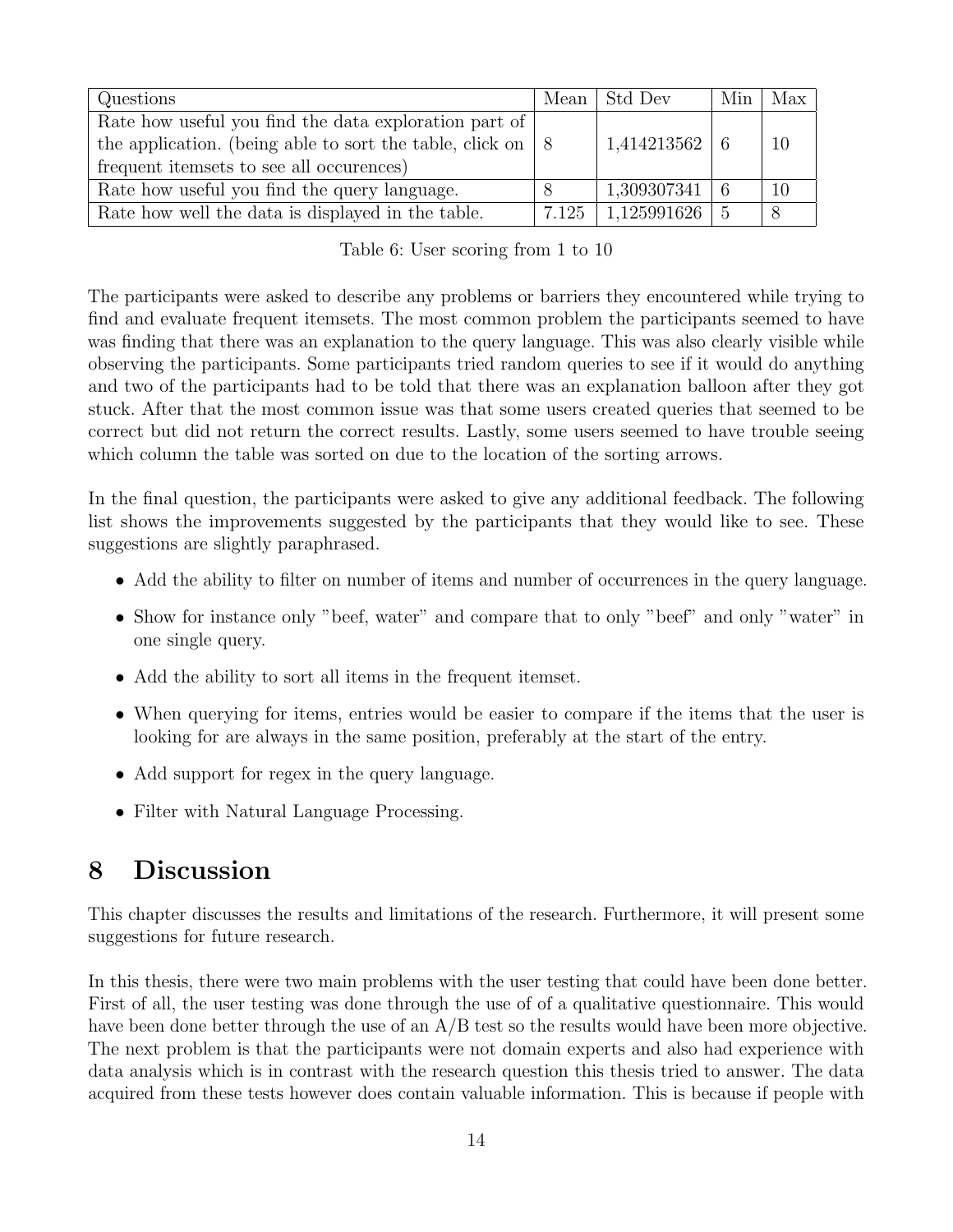| Questions | Mean | Std Dev | Min | Max |
|---|---|---|---|---|
| Rate how useful you find the data exploration part of the application. (being able to sort the table, click on frequent itemsets to see all occurences) | 8 | 1,414213562 | 6 | 10 |
| Rate how useful you find the query language. | 8 | 1,309307341 | 6 | 10 |
| Rate how well the data is displayed in the table. | 7.125 | 1,125991626 | 5 | 8 |

Table 6: User scoring from 1 to 10

The participants were asked to describe any problems or barriers they encountered while trying to find and evaluate frequent itemsets. The most common problem the participants seemed to have was finding that there was an explanation to the query language. This was also clearly visible while observing the participants. Some participants tried random queries to see if it would do anything and two of the participants had to be told that there was an explanation balloon after they got stuck. After that the most common issue was that some users created queries that seemed to be correct but did not return the correct results. Lastly, some users seemed to have trouble seeing which column the table was sorted on due to the location of the sorting arrows.

In the final question, the participants were asked to give any additional feedback. The following list shows the improvements suggested by the participants that they would like to see. These suggestions are slightly paraphrased.

- Add the ability to filter on number of items and number of occurrences in the query language.
- Show for instance only "beef, water" and compare that to only "beef" and only "water" in one single query.
- Add the ability to sort all items in the frequent itemset.
- When querying for items, entries would be easier to compare if the items that the user is looking for are always in the same position, preferably at the start of the entry.
- Add support for regex in the query language.
- Filter with Natural Language Processing.

# 8 Discussion

This chapter discusses the results and limitations of the research. Furthermore, it will present some suggestions for future research.

In this thesis, there were two main problems with the user testing that could have been done better. First of all, the user testing was done through the use of of a qualitative questionnaire. This would have been done better through the use of an A/B test so the results would have been more objective. The next problem is that the participants were not domain experts and also had experience with data analysis which is in contrast with the research question this thesis tried to answer. The data acquired from these tests however does contain valuable information. This is because if people with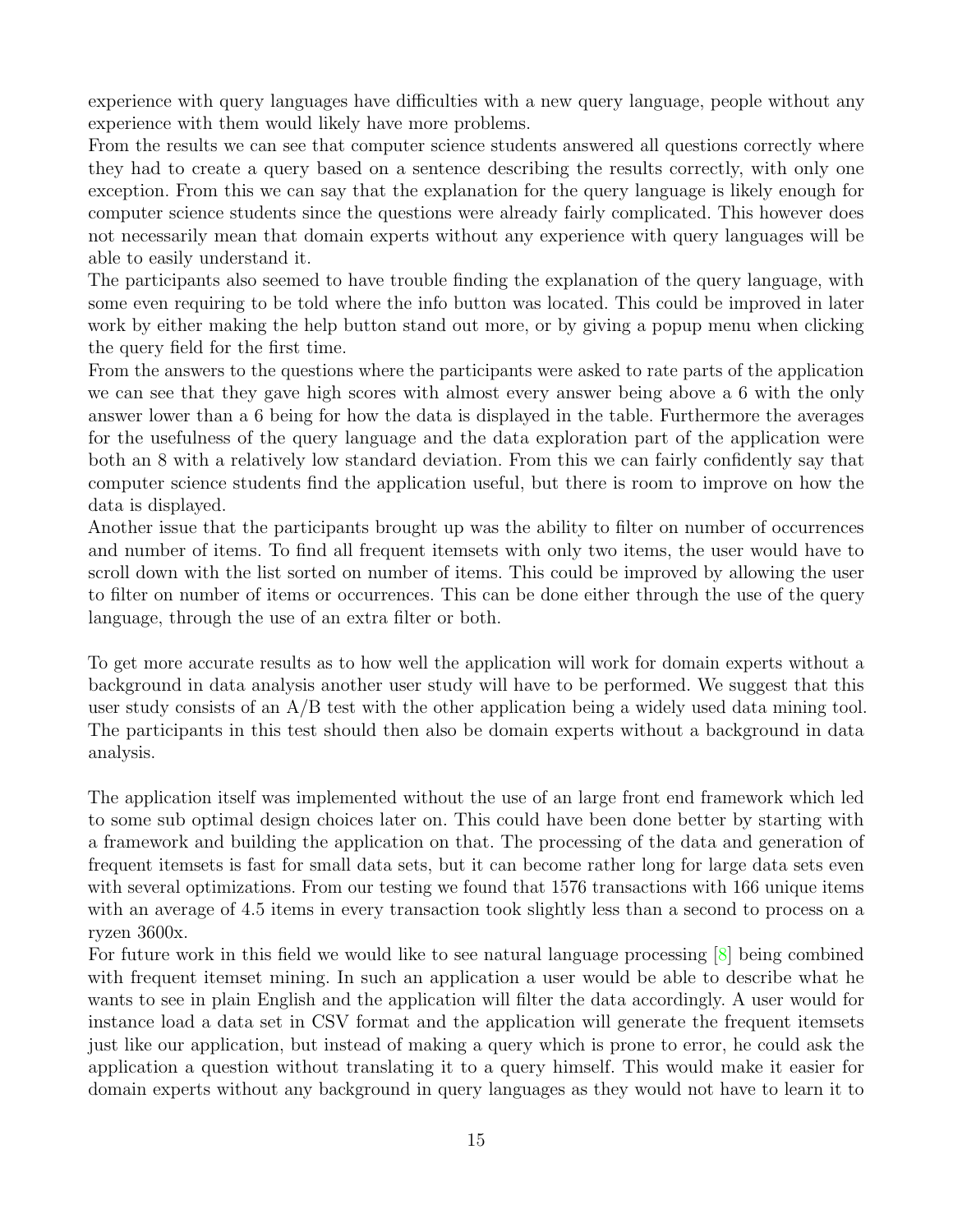experience with query languages have difficulties with a new query language, people without any experience with them would likely have more problems.
From the results we can see that computer science students answered all questions correctly where they had to create a query based on a sentence describing the results correctly, with only one exception. From this we can say that the explanation for the query language is likely enough for computer science students since the questions were already fairly complicated. This however does not necessarily mean that domain experts without any experience with query languages will be able to easily understand it.
The participants also seemed to have trouble finding the explanation of the query language, with some even requiring to be told where the info button was located. This could be improved in later work by either making the help button stand out more, or by giving a popup menu when clicking the query field for the first time.
From the answers to the questions where the participants were asked to rate parts of the application we can see that they gave high scores with almost every answer being above a 6 with the only answer lower than a 6 being for how the data is displayed in the table. Furthermore the averages for the usefulness of the query language and the data exploration part of the application were both an 8 with a relatively low standard deviation. From this we can fairly confidently say that computer science students find the application useful, but there is room to improve on how the data is displayed.
Another issue that the participants brought up was the ability to filter on number of occurrences and number of items. To find all frequent itemsets with only two items, the user would have to scroll down with the list sorted on number of items. This could be improved by allowing the user to filter on number of items or occurrences. This can be done either through the use of the query language, through the use of an extra filter or both.

To get more accurate results as to how well the application will work for domain experts without a background in data analysis another user study will have to be performed. We suggest that this user study consists of an A/B test with the other application being a widely used data mining tool. The participants in this test should then also be domain experts without a background in data analysis.

The application itself was implemented without the use of an large front end framework which led to some sub optimal design choices later on. This could have been done better by starting with a framework and building the application on that. The processing of the data and generation of frequent itemsets is fast for small data sets, but it can become rather long for large data sets even with several optimizations. From our testing we found that 1576 transactions with 166 unique items with an average of 4.5 items in every transaction took slightly less than a second to process on a ryzen 3600x.
For future work in this field we would like to see natural language processing [8] being combined with frequent itemset mining. In such an application a user would be able to describe what he wants to see in plain English and the application will filter the data accordingly. A user would for instance load a data set in CSV format and the application will generate the frequent itemsets just like our application, but instead of making a query which is prone to error, he could ask the application a question without translating it to a query himself. This would make it easier for domain experts without any background in query languages as they would not have to learn it to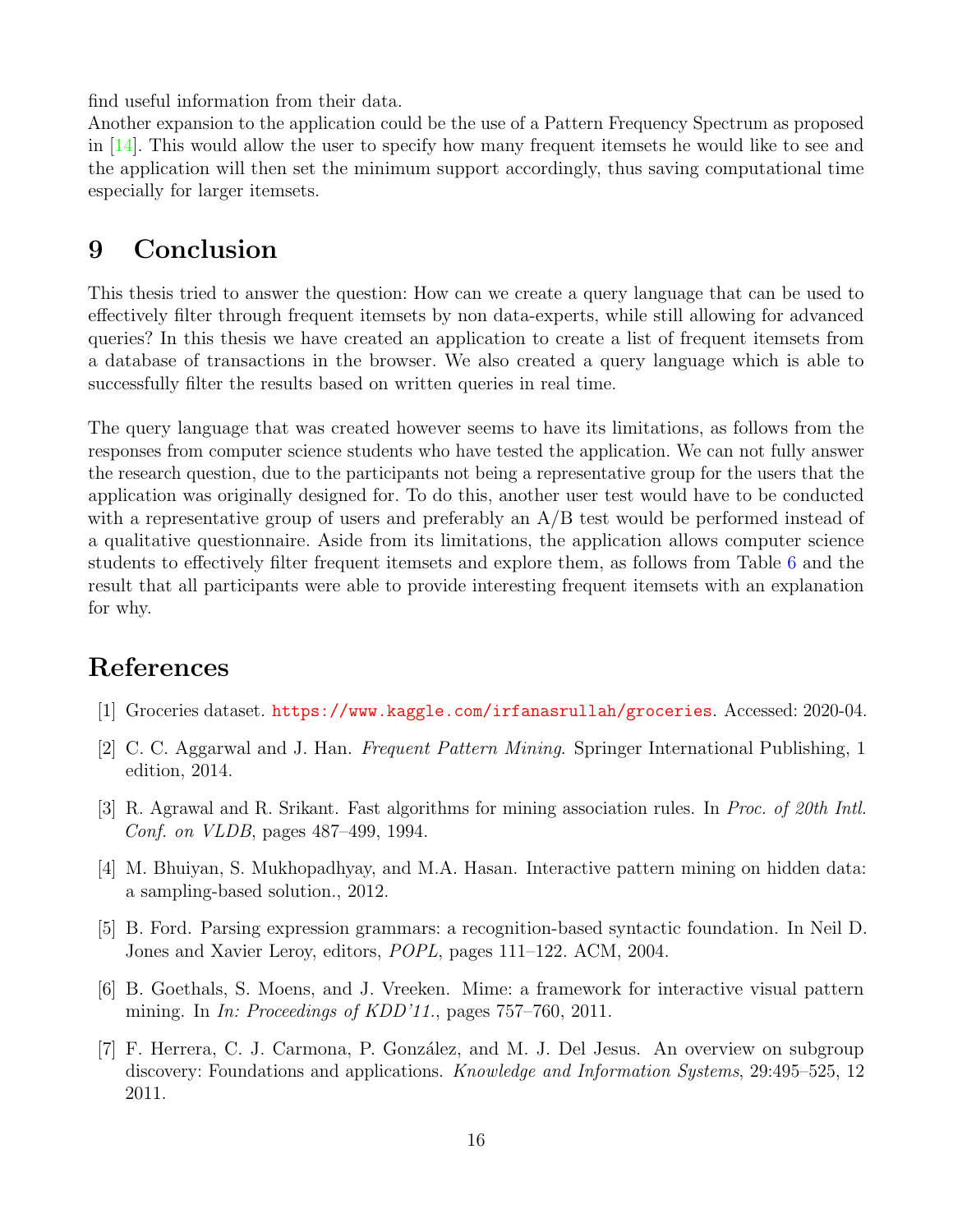find useful information from their data.
Another expansion to the application could be the use of a Pattern Frequency Spectrum as proposed in [14]. This would allow the user to specify how many frequent itemsets he would like to see and the application will then set the minimum support accordingly, thus saving computational time especially for larger itemsets.

# 9 Conclusion

This thesis tried to answer the question: How can we create a query language that can be used to effectively filter through frequent itemsets by non data-experts, while still allowing for advanced queries? In this thesis we have created an application to create a list of frequent itemsets from a database of transactions in the browser. We also created a query language which is able to successfully filter the results based on written queries in real time.

The query language that was created however seems to have its limitations, as follows from the responses from computer science students who have tested the application. We can not fully answer the research question, due to the participants not being a representative group for the users that the application was originally designed for. To do this, another user test would have to be conducted with a representative group of users and preferably an A/B test would be performed instead of a qualitative questionnaire. Aside from its limitations, the application allows computer science students to effectively filter frequent itemsets and explore them, as follows from Table 6 and the result that all participants were able to provide interesting frequent itemsets with an explanation for why.

# References

[1] Groceries dataset. https://www.kaggle.com/irfanasrullah/groceries. Accessed: 2020-04.

[2] C. C. Aggarwal and J. Han. *Frequent Pattern Mining*. Springer International Publishing, 1 edition, 2014.

[3] R. Agrawal and R. Srikant. Fast algorithms for mining association rules. In *Proc. of 20th Intl. Conf. on VLDB*, pages 487–499, 1994.

[4] M. Bhuiyan, S. Mukhopadhyay, and M.A. Hasan. Interactive pattern mining on hidden data: a sampling-based solution., 2012.

[5] B. Ford. Parsing expression grammars: a recognition-based syntactic foundation. In Neil D. Jones and Xavier Leroy, editors, *POPL*, pages 111–122. ACM, 2004.

[6] B. Goethals, S. Moens, and J. Vreeken. Mime: a framework for interactive visual pattern mining. In *In: Proceedings of KDD'11.*, pages 757–760, 2011.

[7] F. Herrera, C. J. Carmona, P. González, and M. J. Del Jesus. An overview on subgroup discovery: Foundations and applications. *Knowledge and Information Systems*, 29:495–525, 12 2011.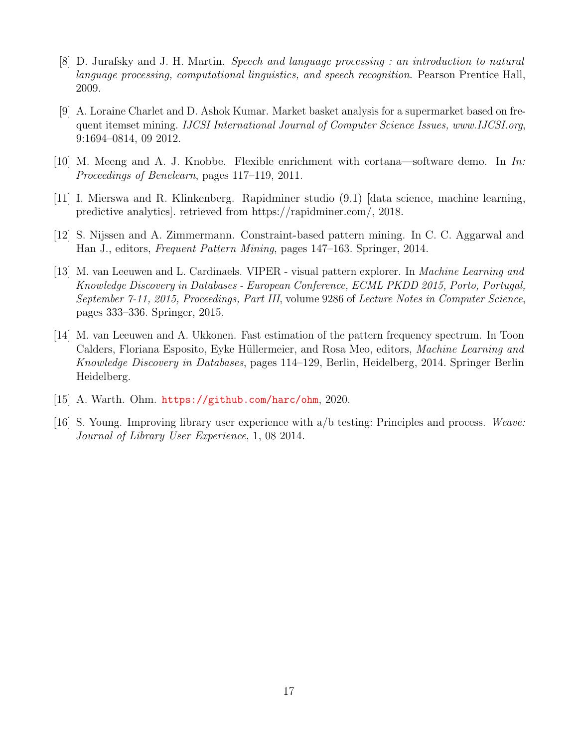[8] D. Jurafsky and J. H. Martin. *Speech and language processing : an introduction to natural language processing, computational linguistics, and speech recognition*. Pearson Prentice Hall, 2009.

[9] A. Loraine Charlet and D. Ashok Kumar. Market basket analysis for a supermarket based on frequent itemset mining. *IJCSI International Journal of Computer Science Issues, www.IJCSI.org*, 9:1694–0814, 09 2012.

[10] M. Meeng and A. J. Knobbe. Flexible enrichment with cortana—software demo. In *In: Proceedings of Benelearn*, pages 117–119, 2011.

[11] I. Mierswa and R. Klinkenberg. Rapidminer studio (9.1) [data science, machine learning, predictive analytics]. retrieved from https://rapidminer.com/, 2018.

[12] S. Nijssen and A. Zimmermann. Constraint-based pattern mining. In C. C. Aggarwal and Han J., editors, *Frequent Pattern Mining*, pages 147–163. Springer, 2014.

[13] M. van Leeuwen and L. Cardinaels. VIPER - visual pattern explorer. In *Machine Learning and Knowledge Discovery in Databases - European Conference, ECML PKDD 2015, Porto, Portugal, September 7-11, 2015, Proceedings, Part III*, volume 9286 of *Lecture Notes in Computer Science*, pages 333–336. Springer, 2015.

[14] M. van Leeuwen and A. Ukkonen. Fast estimation of the pattern frequency spectrum. In Toon Calders, Floriana Esposito, Eyke Hüllermeier, and Rosa Meo, editors, *Machine Learning and Knowledge Discovery in Databases*, pages 114–129, Berlin, Heidelberg, 2014. Springer Berlin Heidelberg.

[15] A. Warth. Ohm. https://github.com/harc/ohm, 2020.

[16] S. Young. Improving library user experience with a/b testing: Principles and process. *Weave: Journal of Library User Experience*, 1, 08 2014.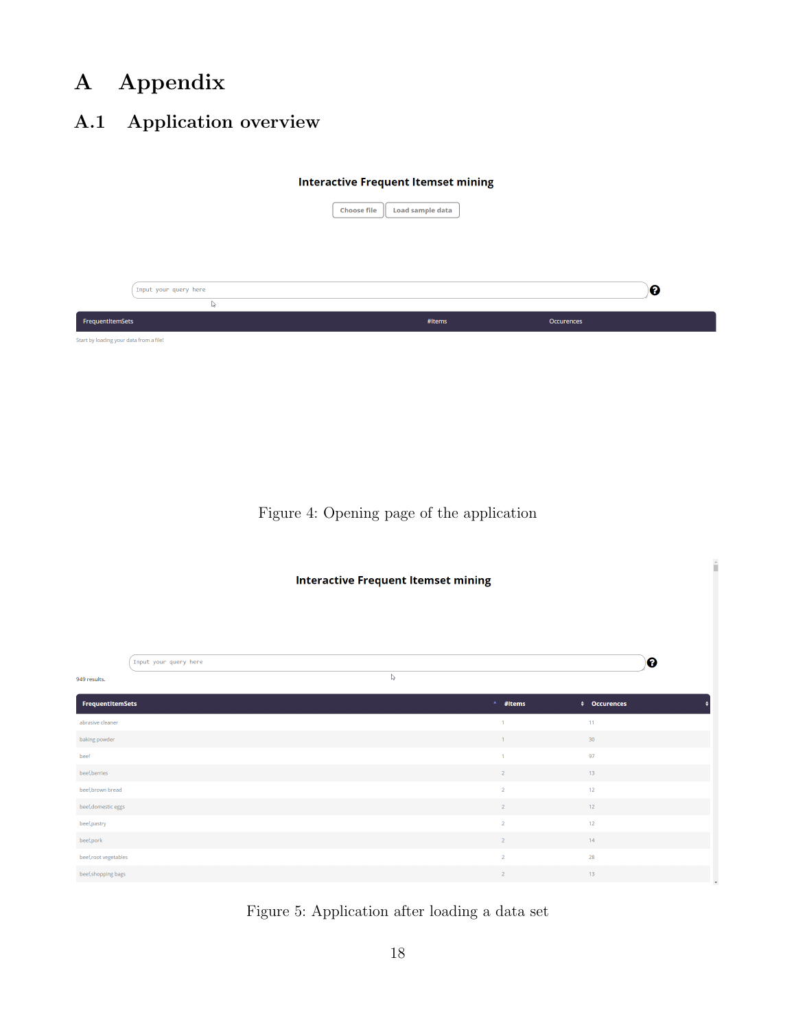# A Appendix

## A.1 Application overview

Figure 4: Opening page of the application

Figure 5: Application after loading a data set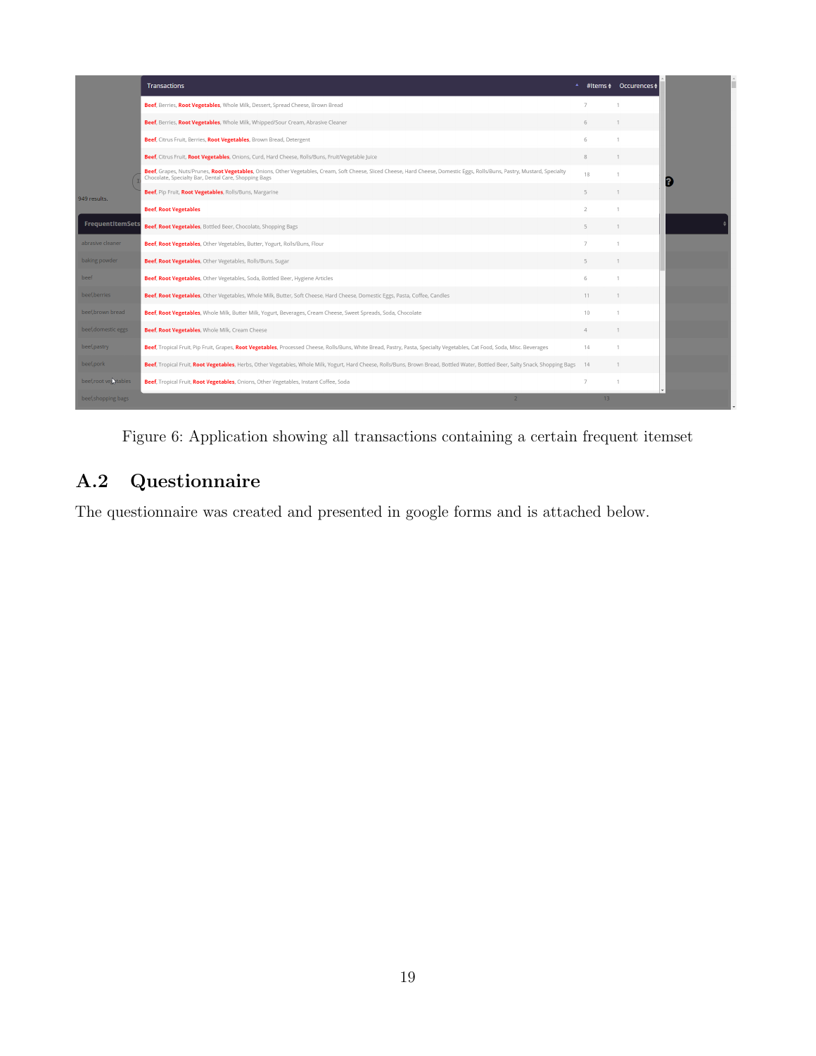| Transactions | #Items | Occurences |
|---|---|---|
| Beef, Berries, Root Vegetables, Whole Milk, Dessert, Spread Cheese, Brown Bread | 7 | 1 |
| Beef, Berries, Root Vegetables, Whole Milk, Whipped/Sour Cream, Abrasive Cleaner | 6 | 1 |
| Beef, Citrus Fruit, Berries, Root Vegetables, Brown Bread, Detergent | 6 | 1 |
| Beef, Citrus Fruit, Root Vegetables, Onions, Curd, Hard Cheese, Rolls/Buns, Fruit/Vegetable Juice | 8 | 1 |
| Beef, Grapes, Nuts/Prunes, Root Vegetables, Onions, Other Vegetables, Cream, Soft Cheese, Sliced Cheese, Hard Cheese, Domestic Eggs, Rolls/Buns, Pastry, Mustard, Specialty Chocolate, Specialty Bar, Dental Care, Shopping Bags | 18 | 1 |
| Beef, Pip Fruit, Root Vegetables, Rolls/Buns, Margarine | 5 | 1 |
| Beef, Root Vegetables | 2 | 1 |
| Beef, Root Vegetables, Bottled Beer, Chocolate, Shopping Bags | 5 | 1 |
| Beef, Root Vegetables, Other Vegetables, Butter, Yogurt, Rolls/Buns, Flour | 7 | 1 |
| Beef, Root Vegetables, Other Vegetables, Rolls/Buns, Sugar | 5 | 1 |
| Beef, Root Vegetables, Other Vegetables, Soda, Bottled Beer, Hygiene Articles | 6 | 1 |
| Beef, Root Vegetables, Other Vegetables, Whole Milk, Butter, Soft Cheese, Hard Cheese, Domestic Eggs, Pasta, Coffee, Candles | 11 | 1 |
| Beef, Root Vegetables, Whole Milk, Butter Milk, Yogurt, Beverages, Cream Cheese, Sweet Spreads, Soda, Chocolate | 10 | 1 |
| Beef, Root Vegetables, Whole Milk, Cream Cheese | 4 | 1 |
| Beef, Tropical Fruit, Pip Fruit, Grapes, Root Vegetables, Processed Cheese, Rolls/Buns, White Bread, Pastry, Pasta, Specialty Vegetables, Cat Food, Soda, Misc. Beverages | 14 | 1 |
| Beef, Tropical Fruit, Root Vegetables, Herbs, Other Vegetables, Whole Milk, Yogurt, Hard Cheese, Rolls/Buns, Brown Bread, Bottled Water, Bottled Beer, Salty Snack, Shopping Bags | 14 | 1 |
| Beef, Tropical Fruit, Root Vegetables, Onions, Other Vegetables, Instant Coffee, Soda | 7 | 1 |

Figure 6: Application showing all transactions containing a certain frequent itemset

## A.2 Questionnaire

The questionnaire was created and presented in google forms and is attached below.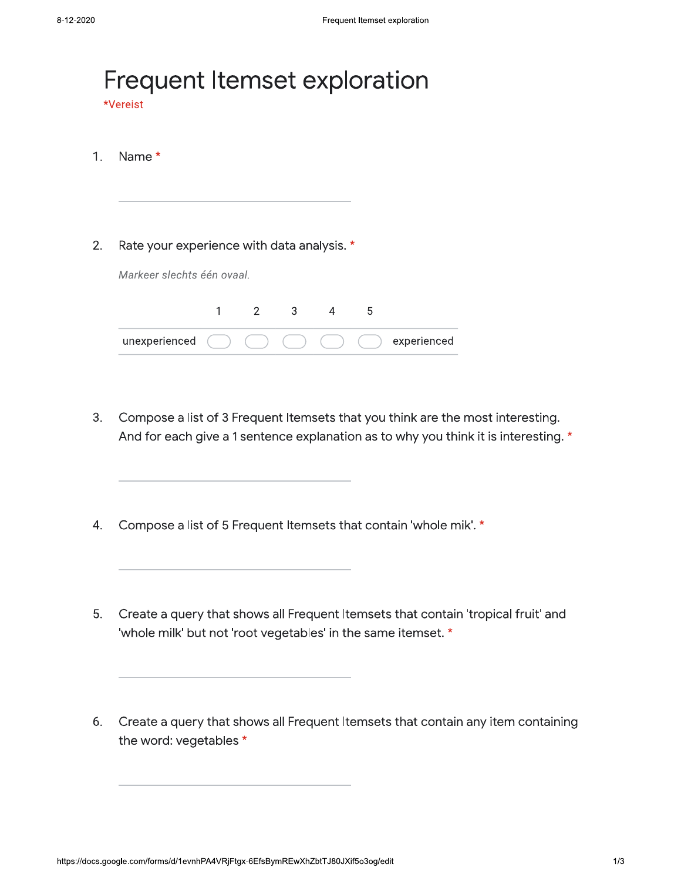# Frequent Itemset exploration

*Vereist

1. Name *

2. Rate your experience with data analysis. *

   *Markeer slechts één ovaal.*

   | | 1 | 2 | 3 | 4 | 5 | |
   |---|---|---|---|---|---|---|
   | unexperienced | ◯ | ◯ | ◯ | ◯ | ◯ | experienced |

3. Compose a list of 3 Frequent Itemsets that you think are the most interesting. And for each give a 1 sentence explanation as to why you think it is interesting. *

4. Compose a list of 5 Frequent Itemsets that contain 'whole mik'. *

5. Create a query that shows all Frequent Itemsets that contain 'tropical fruit' and 'whole milk' but not 'root vegetables' in the same itemset. *

6. Create a query that shows all Frequent Itemsets that contain any item containing the word: vegetables *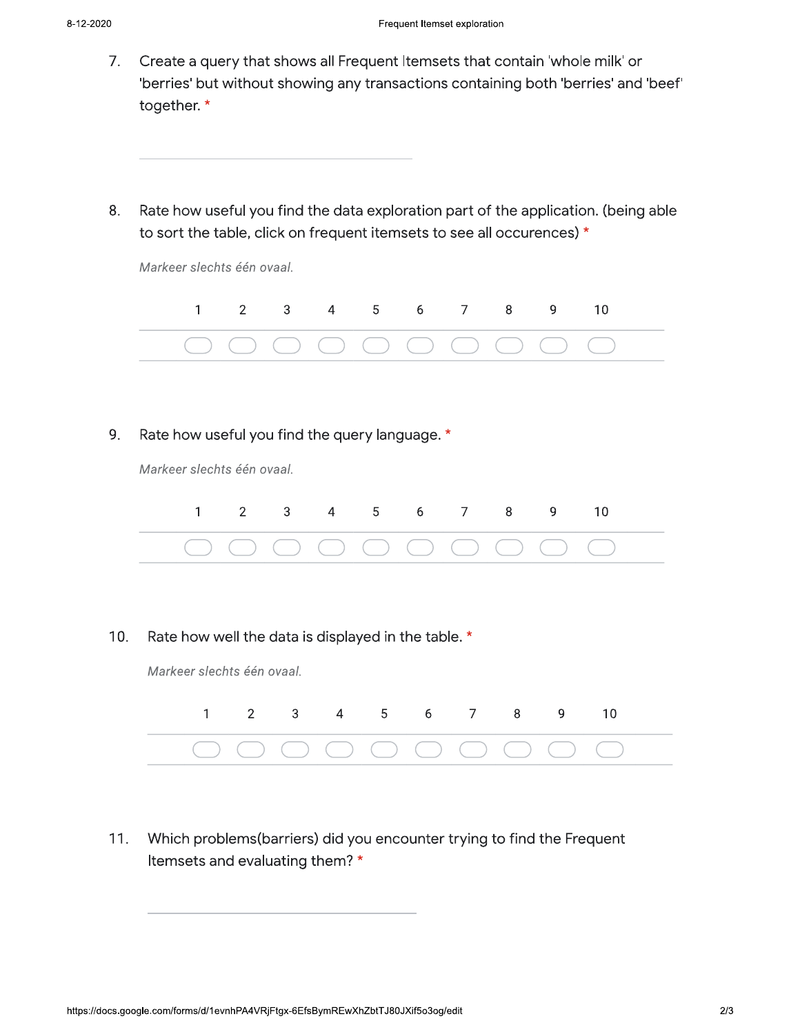7. Create a query that shows all Frequent Itemsets that contain 'whole milk' or 'berries' but without showing any transactions containing both 'berries' and 'beef' together. *

8. Rate how useful you find the data exploration part of the application. (being able to sort the table, click on frequent itemsets to see all occurences) *

   *Markeer slechts één ovaal.*

   | 1 | 2 | 3 | 4 | 5 | 6 | 7 | 8 | 9 | 10 |
   |---|---|---|---|---|---|---|---|---|---|
   | ○ | ○ | ○ | ○ | ○ | ○ | ○ | ○ | ○ | ○ |

9. Rate how useful you find the query language. *

   *Markeer slechts één ovaal.*

   | 1 | 2 | 3 | 4 | 5 | 6 | 7 | 8 | 9 | 10 |
   |---|---|---|---|---|---|---|---|---|---|
   | ○ | ○ | ○ | ○ | ○ | ○ | ○ | ○ | ○ | ○ |

10. Rate how well the data is displayed in the table. *

    *Markeer slechts één ovaal.*

    | 1 | 2 | 3 | 4 | 5 | 6 | 7 | 8 | 9 | 10 |
    |---|---|---|---|---|---|---|---|---|---|
    | ○ | ○ | ○ | ○ | ○ | ○ | ○ | ○ | ○ | ○ |

11. Which problems(barriers) did you encounter trying to find the Frequent Itemsets and evaluating them? *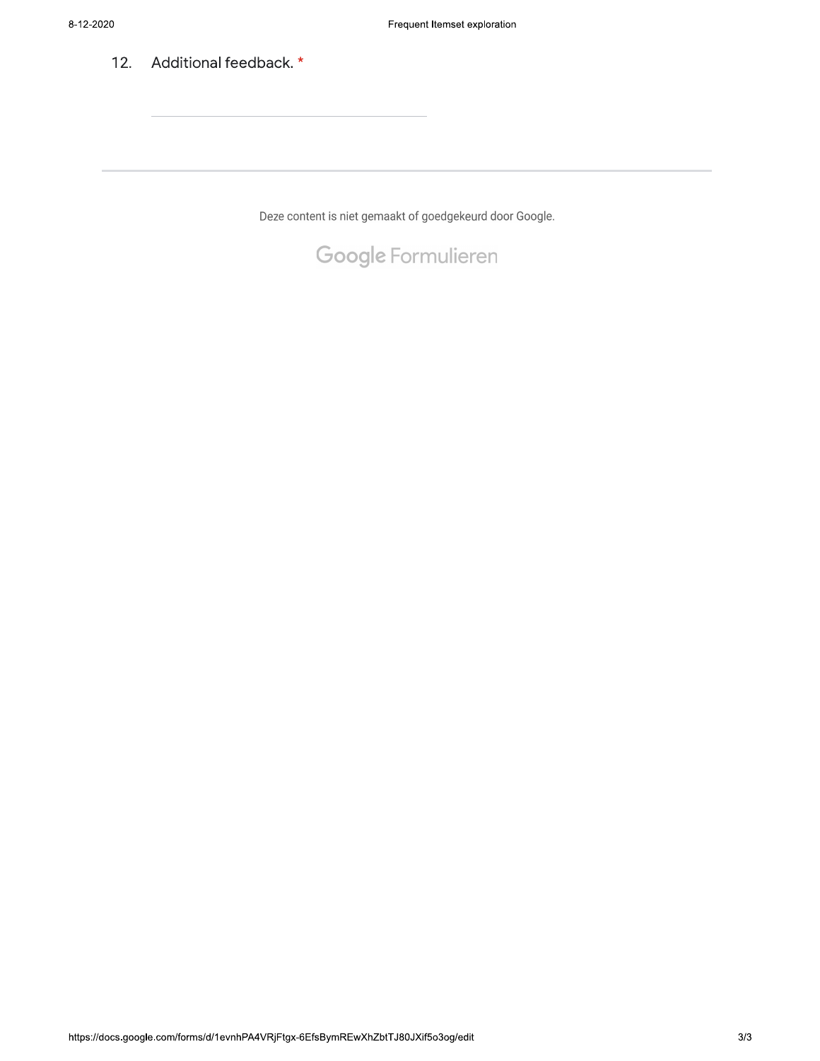12. Additional feedback. *

Deze content is niet gemaakt of goedgekeurd door Google.

Google Formulieren